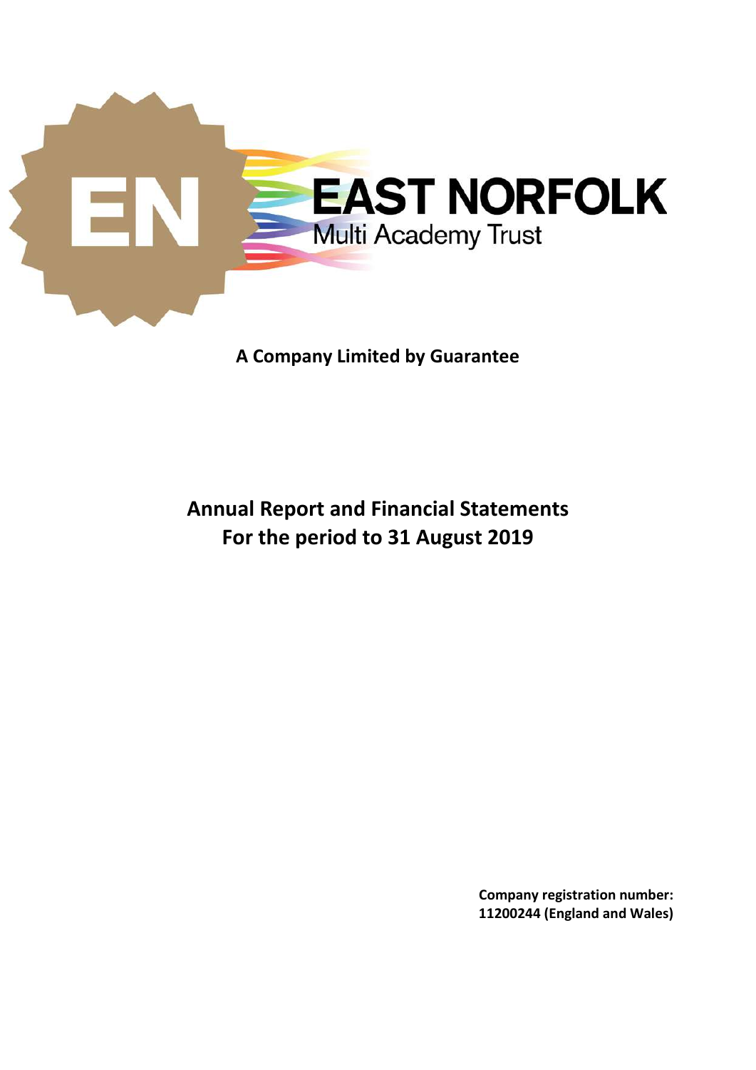# EAST NORFOLK

Multi Academy Trust

**A Company Limited by Guarantee**

## Annual Report and Financial Statements
## For the period to 31 August 2019

**Company registration number:**
**11200244 (England and Wales)**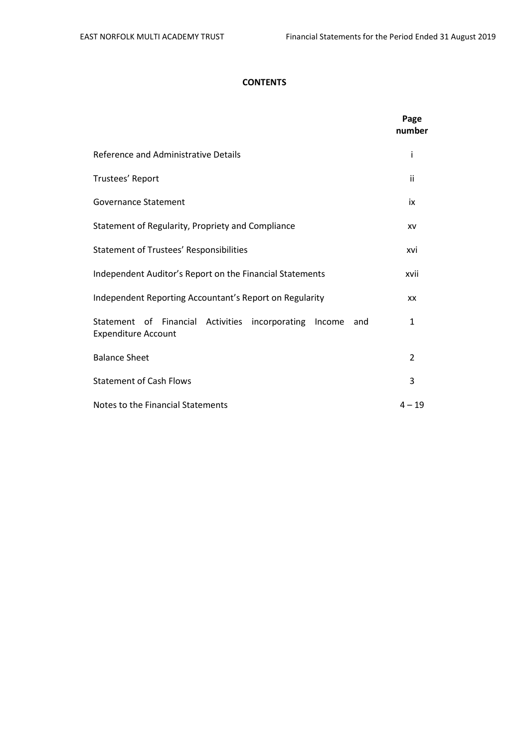**CONTENTS**

| | Page number |
|---|---|
| Reference and Administrative Details | i |
| Trustees' Report | ii |
| Governance Statement | ix |
| Statement of Regularity, Propriety and Compliance | xv |
| Statement of Trustees' Responsibilities | xvi |
| Independent Auditor's Report on the Financial Statements | xvii |
| Independent Reporting Accountant's Report on Regularity | xx |
| Statement of Financial Activities incorporating Income and Expenditure Account | 1 |
| Balance Sheet | 2 |
| Statement of Cash Flows | 3 |
| Notes to the Financial Statements | 4 – 19 |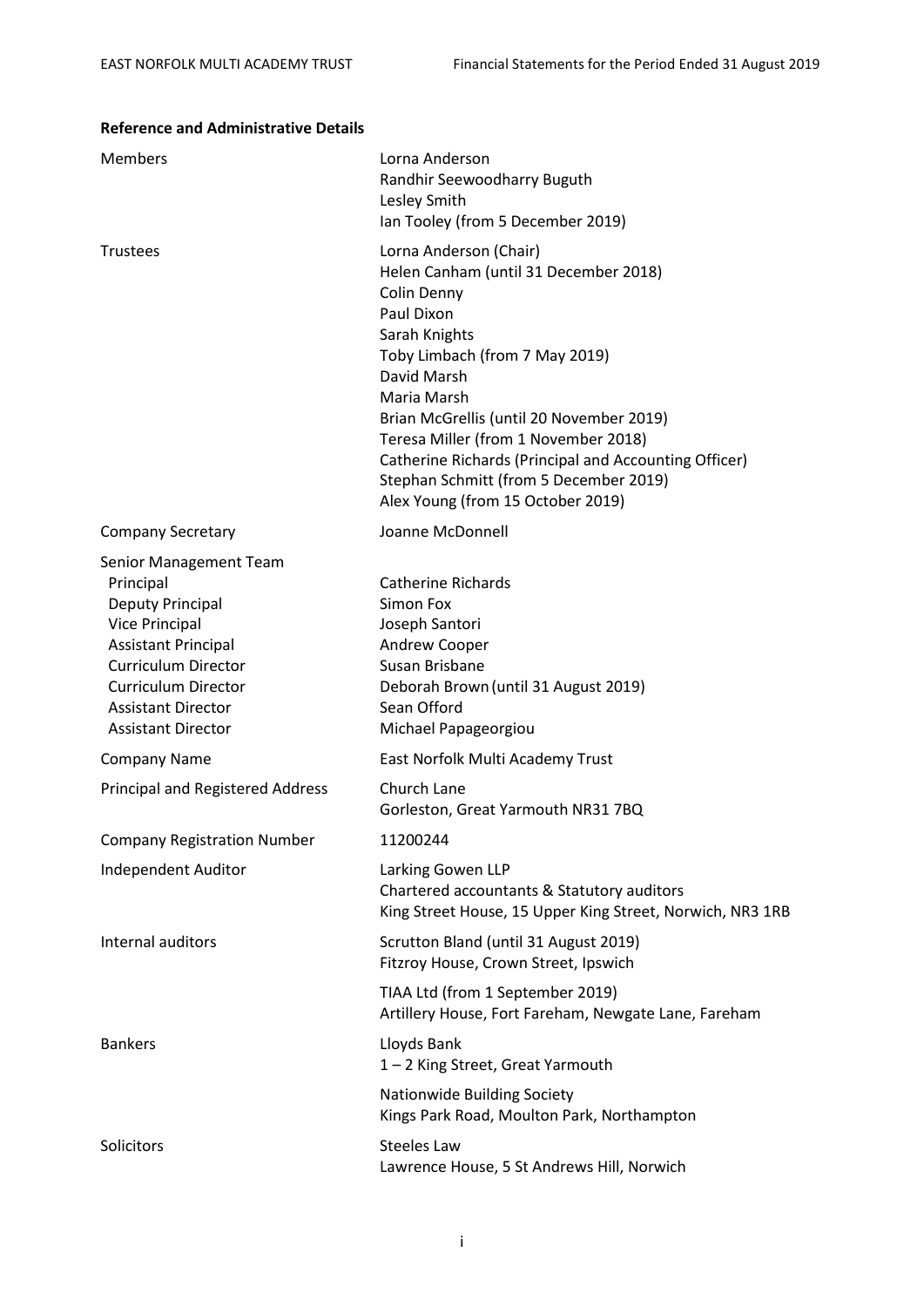**Reference and Administrative Details**

| | |
|---|---|
| Members | Lorna Anderson<br>Randhir Seewoodharry Buguth<br>Lesley Smith<br>Ian Tooley (from 5 December 2019) |
| Trustees | Lorna Anderson (Chair)<br>Helen Canham (until 31 December 2018)<br>Colin Denny<br>Paul Dixon<br>Sarah Knights<br>Toby Limbach (from 7 May 2019)<br>David Marsh<br>Maria Marsh<br>Brian McGrellis (until 20 November 2019)<br>Teresa Miller (from 1 November 2018)<br>Catherine Richards (Principal and Accounting Officer)<br>Stephan Schmitt (from 5 December 2019)<br>Alex Young (from 15 October 2019) |
| Company Secretary | Joanne McDonnell |
| Senior Management Team | |
| Principal | Catherine Richards |
| Deputy Principal | Simon Fox |
| Vice Principal | Joseph Santori |
| Assistant Principal | Andrew Cooper |
| Curriculum Director | Susan Brisbane |
| Curriculum Director | Deborah Brown (until 31 August 2019) |
| Assistant Director | Sean Offord |
| Assistant Director | Michael Papageorgiou |
| Company Name | East Norfolk Multi Academy Trust |
| Principal and Registered Address | Church Lane<br>Gorleston, Great Yarmouth NR31 7BQ |
| Company Registration Number | 11200244 |
| Independent Auditor | Larking Gowen LLP<br>Chartered accountants & Statutory auditors<br>King Street House, 15 Upper King Street, Norwich, NR3 1RB |
| Internal auditors | Scrutton Bland (until 31 August 2019)<br>Fitzroy House, Crown Street, Ipswich<br><br>TIAA Ltd (from 1 September 2019)<br>Artillery House, Fort Fareham, Newgate Lane, Fareham |
| Bankers | Lloyds Bank<br>1 – 2 King Street, Great Yarmouth<br><br>Nationwide Building Society<br>Kings Park Road, Moulton Park, Northampton |
| Solicitors | Steeles Law<br>Lawrence House, 5 St Andrews Hill, Norwich |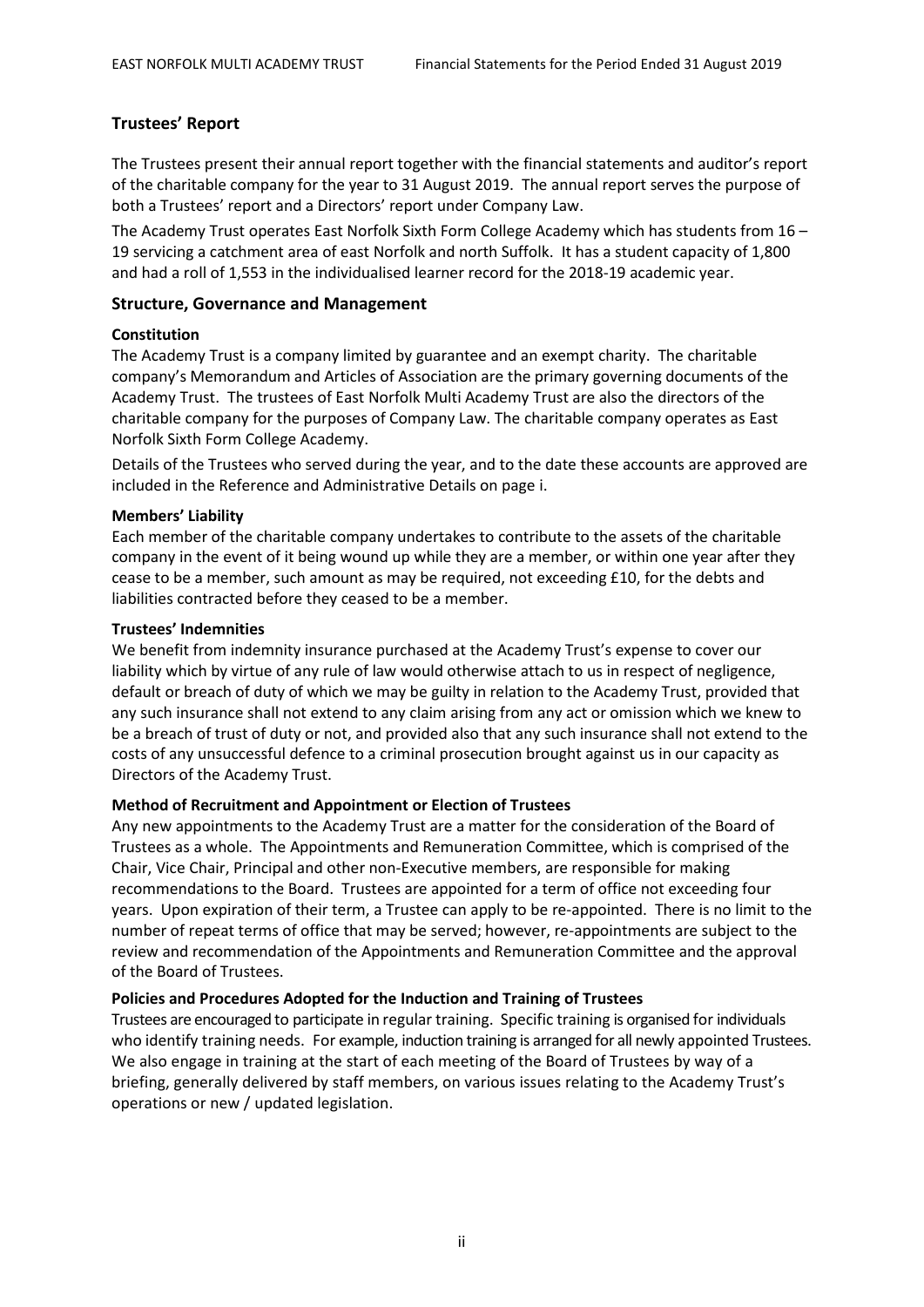## Trustees' Report

The Trustees present their annual report together with the financial statements and auditor's report of the charitable company for the year to 31 August 2019. The annual report serves the purpose of both a Trustees' report and a Directors' report under Company Law.

The Academy Trust operates East Norfolk Sixth Form College Academy which has students from 16 – 19 servicing a catchment area of east Norfolk and north Suffolk. It has a student capacity of 1,800 and had a roll of 1,553 in the individualised learner record for the 2018-19 academic year.

## Structure, Governance and Management

### Constitution

The Academy Trust is a company limited by guarantee and an exempt charity. The charitable company's Memorandum and Articles of Association are the primary governing documents of the Academy Trust. The trustees of East Norfolk Multi Academy Trust are also the directors of the charitable company for the purposes of Company Law. The charitable company operates as East Norfolk Sixth Form College Academy.

Details of the Trustees who served during the year, and to the date these accounts are approved are included in the Reference and Administrative Details on page i.

### Members' Liability

Each member of the charitable company undertakes to contribute to the assets of the charitable company in the event of it being wound up while they are a member, or within one year after they cease to be a member, such amount as may be required, not exceeding £10, for the debts and liabilities contracted before they ceased to be a member.

### Trustees' Indemnities

We benefit from indemnity insurance purchased at the Academy Trust's expense to cover our liability which by virtue of any rule of law would otherwise attach to us in respect of negligence, default or breach of duty of which we may be guilty in relation to the Academy Trust, provided that any such insurance shall not extend to any claim arising from any act or omission which we knew to be a breach of trust of duty or not, and provided also that any such insurance shall not extend to the costs of any unsuccessful defence to a criminal prosecution brought against us in our capacity as Directors of the Academy Trust.

### Method of Recruitment and Appointment or Election of Trustees

Any new appointments to the Academy Trust are a matter for the consideration of the Board of Trustees as a whole. The Appointments and Remuneration Committee, which is comprised of the Chair, Vice Chair, Principal and other non-Executive members, are responsible for making recommendations to the Board. Trustees are appointed for a term of office not exceeding four years. Upon expiration of their term, a Trustee can apply to be re-appointed. There is no limit to the number of repeat terms of office that may be served; however, re-appointments are subject to the review and recommendation of the Appointments and Remuneration Committee and the approval of the Board of Trustees.

### Policies and Procedures Adopted for the Induction and Training of Trustees

Trustees are encouraged to participate in regular training. Specific training is organised for individuals who identify training needs. For example, induction training is arranged for all newly appointed Trustees. We also engage in training at the start of each meeting of the Board of Trustees by way of a briefing, generally delivered by staff members, on various issues relating to the Academy Trust's operations or new / updated legislation.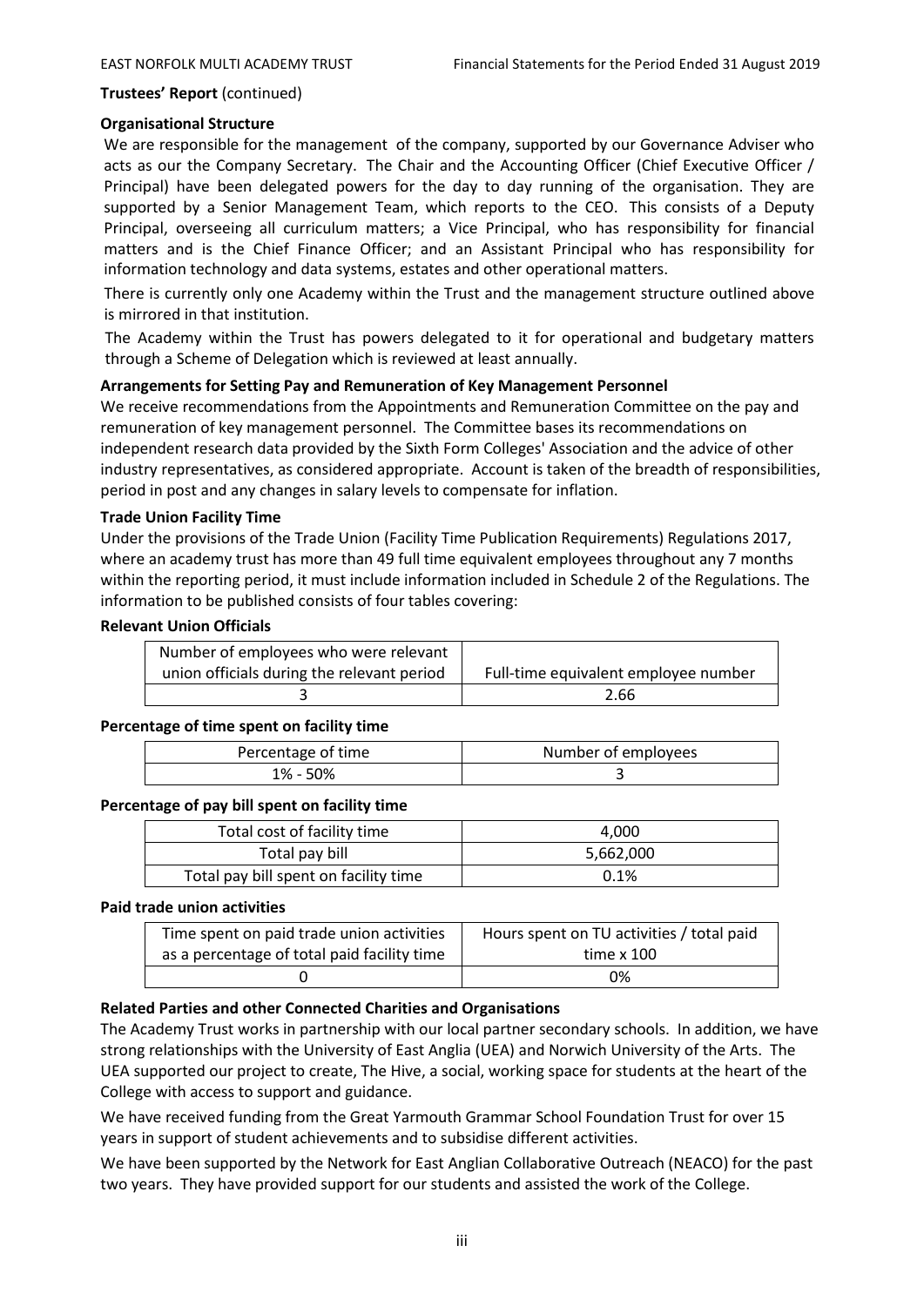**Trustees' Report** (continued)

**Organisational Structure**

We are responsible for the management of the company, supported by our Governance Adviser who acts as our the Company Secretary. The Chair and the Accounting Officer (Chief Executive Officer / Principal) have been delegated powers for the day to day running of the organisation. They are supported by a Senior Management Team, which reports to the CEO. This consists of a Deputy Principal, overseeing all curriculum matters; a Vice Principal, who has responsibility for financial matters and is the Chief Finance Officer; and an Assistant Principal who has responsibility for information technology and data systems, estates and other operational matters.

There is currently only one Academy within the Trust and the management structure outlined above is mirrored in that institution.

The Academy within the Trust has powers delegated to it for operational and budgetary matters through a Scheme of Delegation which is reviewed at least annually.

**Arrangements for Setting Pay and Remuneration of Key Management Personnel**

We receive recommendations from the Appointments and Remuneration Committee on the pay and remuneration of key management personnel. The Committee bases its recommendations on independent research data provided by the Sixth Form Colleges' Association and the advice of other industry representatives, as considered appropriate. Account is taken of the breadth of responsibilities, period in post and any changes in salary levels to compensate for inflation.

**Trade Union Facility Time**

Under the provisions of the Trade Union (Facility Time Publication Requirements) Regulations 2017, where an academy trust has more than 49 full time equivalent employees throughout any 7 months within the reporting period, it must include information included in Schedule 2 of the Regulations. The information to be published consists of four tables covering:

**Relevant Union Officials**

| Number of employees who were relevant union officials during the relevant period | Full-time equivalent employee number |
|---|---|
| 3 | 2.66 |

**Percentage of time spent on facility time**

| Percentage of time | Number of employees |
|---|---|
| 1% - 50% | 3 |

**Percentage of pay bill spent on facility time**

| Total cost of facility time | 4,000 |
|---|---|
| Total pay bill | 5,662,000 |
| Total pay bill spent on facility time | 0.1% |

**Paid trade union activities**

| Time spent on paid trade union activities as a percentage of total paid facility time | Hours spent on TU activities / total paid time x 100 |
|---|---|
| 0 | 0% |

**Related Parties and other Connected Charities and Organisations**

The Academy Trust works in partnership with our local partner secondary schools. In addition, we have strong relationships with the University of East Anglia (UEA) and Norwich University of the Arts. The UEA supported our project to create, The Hive, a social, working space for students at the heart of the College with access to support and guidance.

We have received funding from the Great Yarmouth Grammar School Foundation Trust for over 15 years in support of student achievements and to subsidise different activities.

We have been supported by the Network for East Anglian Collaborative Outreach (NEACO) for the past two years. They have provided support for our students and assisted the work of the College.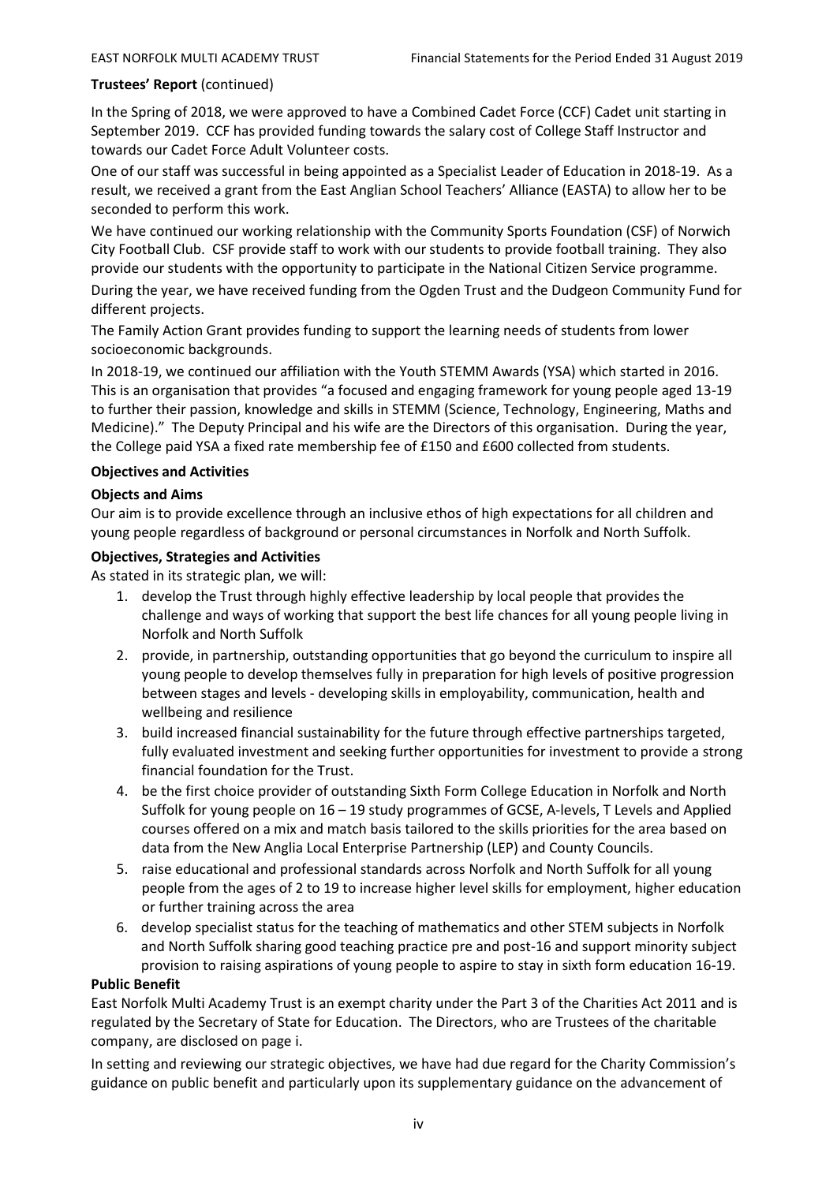**Trustees' Report** (continued)

In the Spring of 2018, we were approved to have a Combined Cadet Force (CCF) Cadet unit starting in September 2019. CCF has provided funding towards the salary cost of College Staff Instructor and towards our Cadet Force Adult Volunteer costs.

One of our staff was successful in being appointed as a Specialist Leader of Education in 2018-19. As a result, we received a grant from the East Anglian School Teachers' Alliance (EASTA) to allow her to be seconded to perform this work.

We have continued our working relationship with the Community Sports Foundation (CSF) of Norwich City Football Club. CSF provide staff to work with our students to provide football training. They also provide our students with the opportunity to participate in the National Citizen Service programme.

During the year, we have received funding from the Ogden Trust and the Dudgeon Community Fund for different projects.

The Family Action Grant provides funding to support the learning needs of students from lower socioeconomic backgrounds.

In 2018-19, we continued our affiliation with the Youth STEMM Awards (YSA) which started in 2016. This is an organisation that provides "a focused and engaging framework for young people aged 13-19 to further their passion, knowledge and skills in STEMM (Science, Technology, Engineering, Maths and Medicine)." The Deputy Principal and his wife are the Directors of this organisation. During the year, the College paid YSA a fixed rate membership fee of £150 and £600 collected from students.

**Objectives and Activities**

**Objects and Aims**

Our aim is to provide excellence through an inclusive ethos of high expectations for all children and young people regardless of background or personal circumstances in Norfolk and North Suffolk.

**Objectives, Strategies and Activities**

As stated in its strategic plan, we will:

1. develop the Trust through highly effective leadership by local people that provides the challenge and ways of working that support the best life chances for all young people living in Norfolk and North Suffolk
2. provide, in partnership, outstanding opportunities that go beyond the curriculum to inspire all young people to develop themselves fully in preparation for high levels of positive progression between stages and levels - developing skills in employability, communication, health and wellbeing and resilience
3. build increased financial sustainability for the future through effective partnerships targeted, fully evaluated investment and seeking further opportunities for investment to provide a strong financial foundation for the Trust.
4. be the first choice provider of outstanding Sixth Form College Education in Norfolk and North Suffolk for young people on 16 – 19 study programmes of GCSE, A-levels, T Levels and Applied courses offered on a mix and match basis tailored to the skills priorities for the area based on data from the New Anglia Local Enterprise Partnership (LEP) and County Councils.
5. raise educational and professional standards across Norfolk and North Suffolk for all young people from the ages of 2 to 19 to increase higher level skills for employment, higher education or further training across the area
6. develop specialist status for the teaching of mathematics and other STEM subjects in Norfolk and North Suffolk sharing good teaching practice pre and post-16 and support minority subject provision to raising aspirations of young people to aspire to stay in sixth form education 16-19.

**Public Benefit**

East Norfolk Multi Academy Trust is an exempt charity under the Part 3 of the Charities Act 2011 and is regulated by the Secretary of State for Education. The Directors, who are Trustees of the charitable company, are disclosed on page i.

In setting and reviewing our strategic objectives, we have had due regard for the Charity Commission's guidance on public benefit and particularly upon its supplementary guidance on the advancement of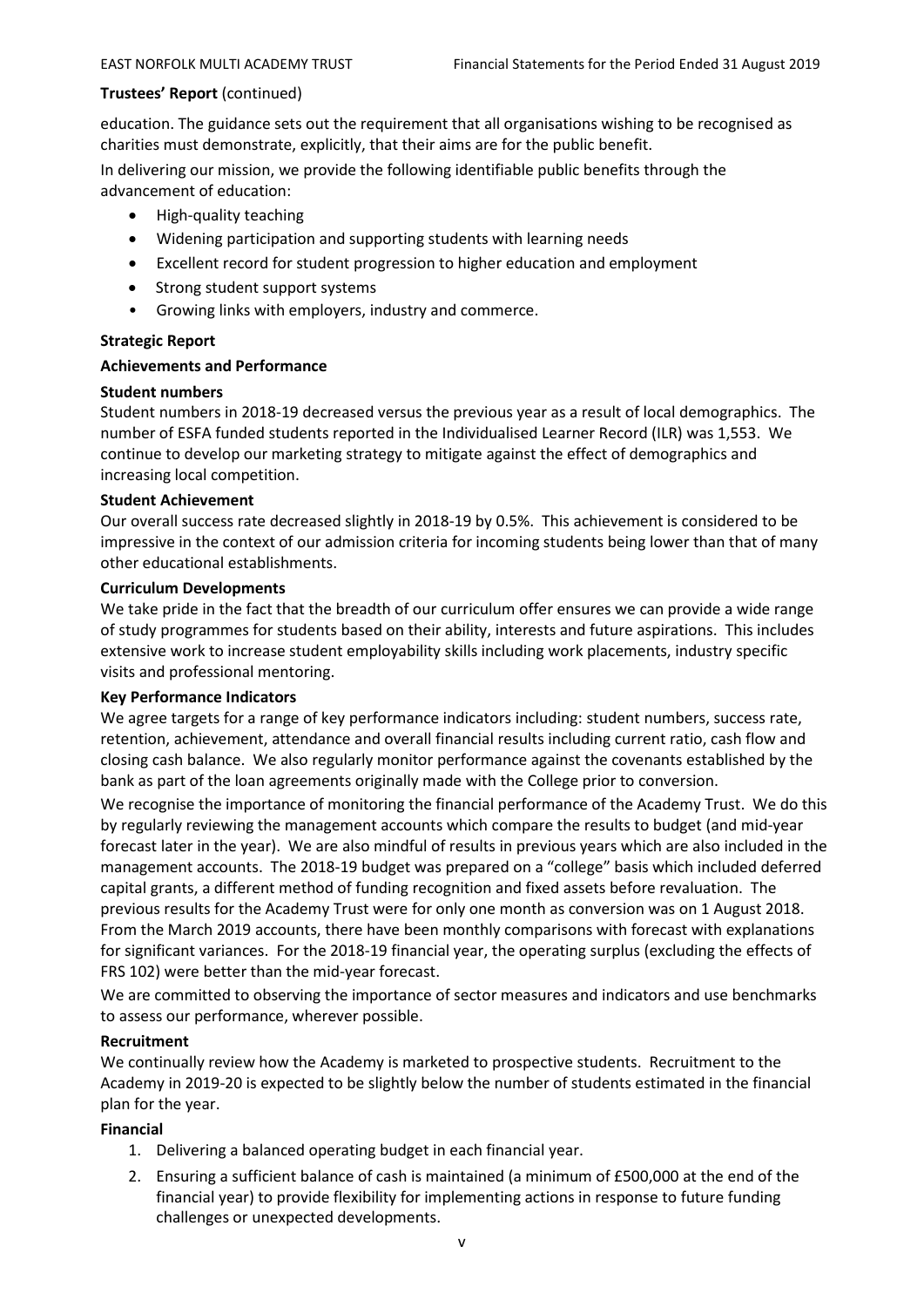**Trustees' Report** (continued)

education. The guidance sets out the requirement that all organisations wishing to be recognised as charities must demonstrate, explicitly, that their aims are for the public benefit.

In delivering our mission, we provide the following identifiable public benefits through the advancement of education:

- High-quality teaching
- Widening participation and supporting students with learning needs
- Excellent record for student progression to higher education and employment
- Strong student support systems
- Growing links with employers, industry and commerce.

## Strategic Report

### Achievements and Performance

**Student numbers**

Student numbers in 2018-19 decreased versus the previous year as a result of local demographics. The number of ESFA funded students reported in the Individualised Learner Record (ILR) was 1,553. We continue to develop our marketing strategy to mitigate against the effect of demographics and increasing local competition.

**Student Achievement**

Our overall success rate decreased slightly in 2018-19 by 0.5%. This achievement is considered to be impressive in the context of our admission criteria for incoming students being lower than that of many other educational establishments.

**Curriculum Developments**

We take pride in the fact that the breadth of our curriculum offer ensures we can provide a wide range of study programmes for students based on their ability, interests and future aspirations. This includes extensive work to increase student employability skills including work placements, industry specific visits and professional mentoring.

**Key Performance Indicators**

We agree targets for a range of key performance indicators including: student numbers, success rate, retention, achievement, attendance and overall financial results including current ratio, cash flow and closing cash balance. We also regularly monitor performance against the covenants established by the bank as part of the loan agreements originally made with the College prior to conversion.

We recognise the importance of monitoring the financial performance of the Academy Trust. We do this by regularly reviewing the management accounts which compare the results to budget (and mid-year forecast later in the year). We are also mindful of results in previous years which are also included in the management accounts. The 2018-19 budget was prepared on a "college" basis which included deferred capital grants, a different method of funding recognition and fixed assets before revaluation. The previous results for the Academy Trust were for only one month as conversion was on 1 August 2018. From the March 2019 accounts, there have been monthly comparisons with forecast with explanations for significant variances. For the 2018-19 financial year, the operating surplus (excluding the effects of FRS 102) were better than the mid-year forecast.

We are committed to observing the importance of sector measures and indicators and use benchmarks to assess our performance, wherever possible.

**Recruitment**

We continually review how the Academy is marketed to prospective students. Recruitment to the Academy in 2019-20 is expected to be slightly below the number of students estimated in the financial plan for the year.

**Financial**

1. Delivering a balanced operating budget in each financial year.
2. Ensuring a sufficient balance of cash is maintained (a minimum of £500,000 at the end of the financial year) to provide flexibility for implementing actions in response to future funding challenges or unexpected developments.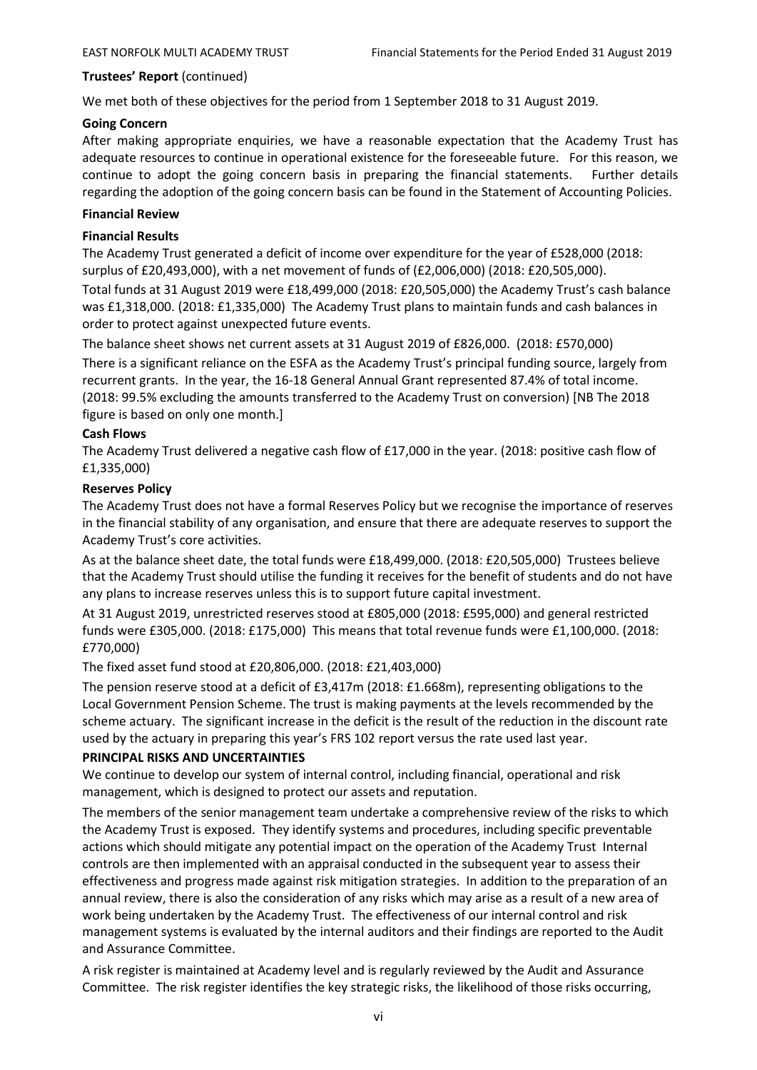**Trustees' Report** (continued)

We met both of these objectives for the period from 1 September 2018 to 31 August 2019.

**Going Concern**

After making appropriate enquiries, we have a reasonable expectation that the Academy Trust has adequate resources to continue in operational existence for the foreseeable future. For this reason, we continue to adopt the going concern basis in preparing the financial statements. Further details regarding the adoption of the going concern basis can be found in the Statement of Accounting Policies.

**Financial Review**

**Financial Results**

The Academy Trust generated a deficit of income over expenditure for the year of £528,000 (2018: surplus of £20,493,000), with a net movement of funds of (£2,006,000) (2018: £20,505,000).

Total funds at 31 August 2019 were £18,499,000 (2018: £20,505,000) the Academy Trust's cash balance was £1,318,000. (2018: £1,335,000) The Academy Trust plans to maintain funds and cash balances in order to protect against unexpected future events.

The balance sheet shows net current assets at 31 August 2019 of £826,000. (2018: £570,000)

There is a significant reliance on the ESFA as the Academy Trust's principal funding source, largely from recurrent grants. In the year, the 16-18 General Annual Grant represented 87.4% of total income. (2018: 99.5% excluding the amounts transferred to the Academy Trust on conversion) [NB The 2018 figure is based on only one month.]

**Cash Flows**

The Academy Trust delivered a negative cash flow of £17,000 in the year. (2018: positive cash flow of £1,335,000)

**Reserves Policy**

The Academy Trust does not have a formal Reserves Policy but we recognise the importance of reserves in the financial stability of any organisation, and ensure that there are adequate reserves to support the Academy Trust's core activities.

As at the balance sheet date, the total funds were £18,499,000. (2018: £20,505,000) Trustees believe that the Academy Trust should utilise the funding it receives for the benefit of students and do not have any plans to increase reserves unless this is to support future capital investment.

At 31 August 2019, unrestricted reserves stood at £805,000 (2018: £595,000) and general restricted funds were £305,000. (2018: £175,000) This means that total revenue funds were £1,100,000. (2018: £770,000)

The fixed asset fund stood at £20,806,000. (2018: £21,403,000)

The pension reserve stood at a deficit of £3,417m (2018: £1.668m), representing obligations to the Local Government Pension Scheme. The trust is making payments at the levels recommended by the scheme actuary. The significant increase in the deficit is the result of the reduction in the discount rate used by the actuary in preparing this year's FRS 102 report versus the rate used last year.

**PRINCIPAL RISKS AND UNCERTAINTIES**

We continue to develop our system of internal control, including financial, operational and risk management, which is designed to protect our assets and reputation.

The members of the senior management team undertake a comprehensive review of the risks to which the Academy Trust is exposed. They identify systems and procedures, including specific preventable actions which should mitigate any potential impact on the operation of the Academy Trust Internal controls are then implemented with an appraisal conducted in the subsequent year to assess their effectiveness and progress made against risk mitigation strategies. In addition to the preparation of an annual review, there is also the consideration of any risks which may arise as a result of a new area of work being undertaken by the Academy Trust. The effectiveness of our internal control and risk management systems is evaluated by the internal auditors and their findings are reported to the Audit and Assurance Committee.

A risk register is maintained at Academy level and is regularly reviewed by the Audit and Assurance Committee. The risk register identifies the key strategic risks, the likelihood of those risks occurring,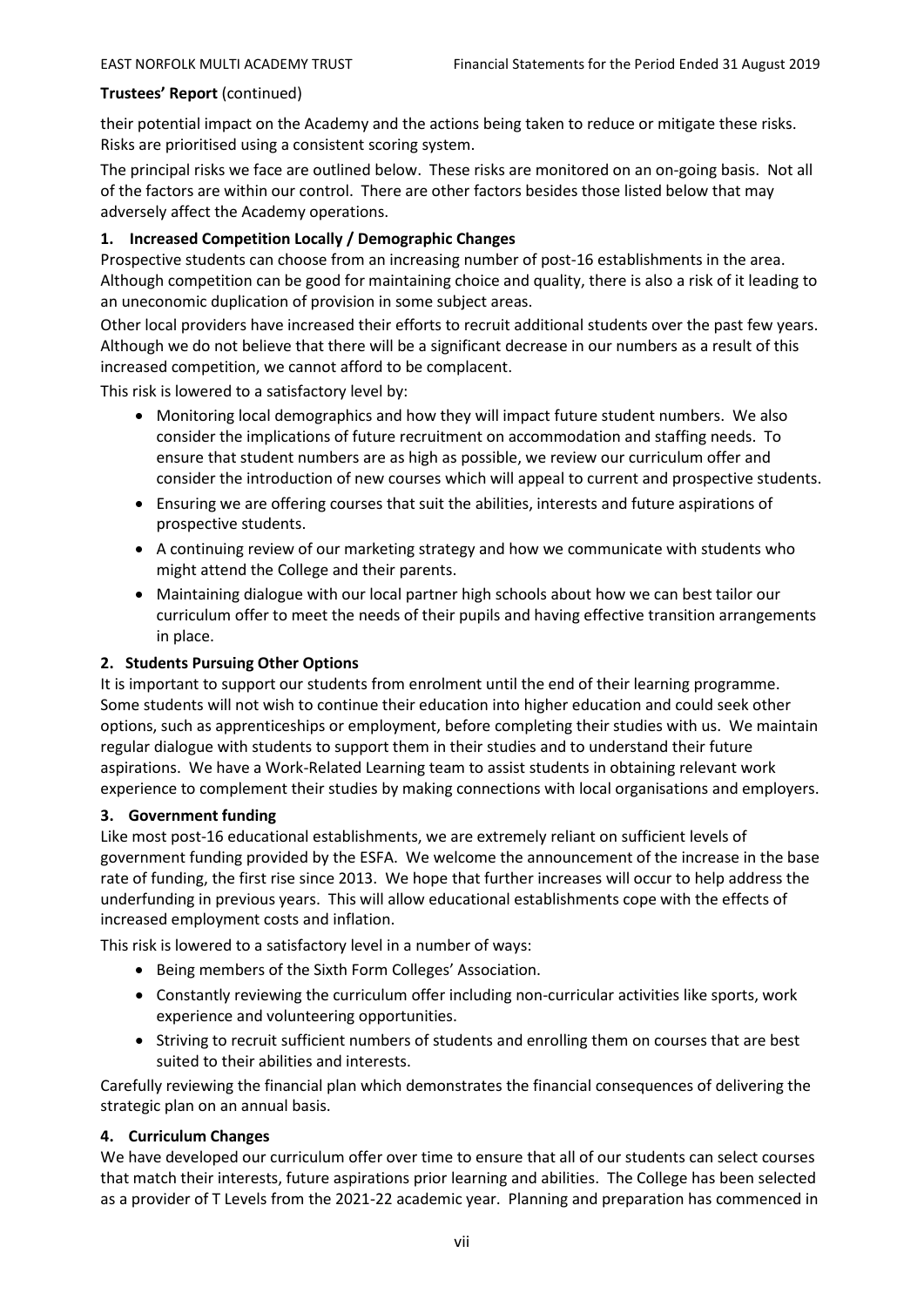**Trustees' Report** (continued)

their potential impact on the Academy and the actions being taken to reduce or mitigate these risks. Risks are prioritised using a consistent scoring system.

The principal risks we face are outlined below. These risks are monitored on an on-going basis. Not all of the factors are within our control. There are other factors besides those listed below that may adversely affect the Academy operations.

**1. Increased Competition Locally / Demographic Changes**

Prospective students can choose from an increasing number of post-16 establishments in the area. Although competition can be good for maintaining choice and quality, there is also a risk of it leading to an uneconomic duplication of provision in some subject areas.

Other local providers have increased their efforts to recruit additional students over the past few years. Although we do not believe that there will be a significant decrease in our numbers as a result of this increased competition, we cannot afford to be complacent.

This risk is lowered to a satisfactory level by:

- Monitoring local demographics and how they will impact future student numbers. We also consider the implications of future recruitment on accommodation and staffing needs. To ensure that student numbers are as high as possible, we review our curriculum offer and consider the introduction of new courses which will appeal to current and prospective students.
- Ensuring we are offering courses that suit the abilities, interests and future aspirations of prospective students.
- A continuing review of our marketing strategy and how we communicate with students who might attend the College and their parents.
- Maintaining dialogue with our local partner high schools about how we can best tailor our curriculum offer to meet the needs of their pupils and having effective transition arrangements in place.

**2. Students Pursuing Other Options**

It is important to support our students from enrolment until the end of their learning programme. Some students will not wish to continue their education into higher education and could seek other options, such as apprenticeships or employment, before completing their studies with us. We maintain regular dialogue with students to support them in their studies and to understand their future aspirations. We have a Work-Related Learning team to assist students in obtaining relevant work experience to complement their studies by making connections with local organisations and employers.

**3. Government funding**

Like most post-16 educational establishments, we are extremely reliant on sufficient levels of government funding provided by the ESFA. We welcome the announcement of the increase in the base rate of funding, the first rise since 2013. We hope that further increases will occur to help address the underfunding in previous years. This will allow educational establishments cope with the effects of increased employment costs and inflation.

This risk is lowered to a satisfactory level in a number of ways:

- Being members of the Sixth Form Colleges' Association.
- Constantly reviewing the curriculum offer including non-curricular activities like sports, work experience and volunteering opportunities.
- Striving to recruit sufficient numbers of students and enrolling them on courses that are best suited to their abilities and interests.

Carefully reviewing the financial plan which demonstrates the financial consequences of delivering the strategic plan on an annual basis.

**4. Curriculum Changes**

We have developed our curriculum offer over time to ensure that all of our students can select courses that match their interests, future aspirations prior learning and abilities. The College has been selected as a provider of T Levels from the 2021-22 academic year. Planning and preparation has commenced in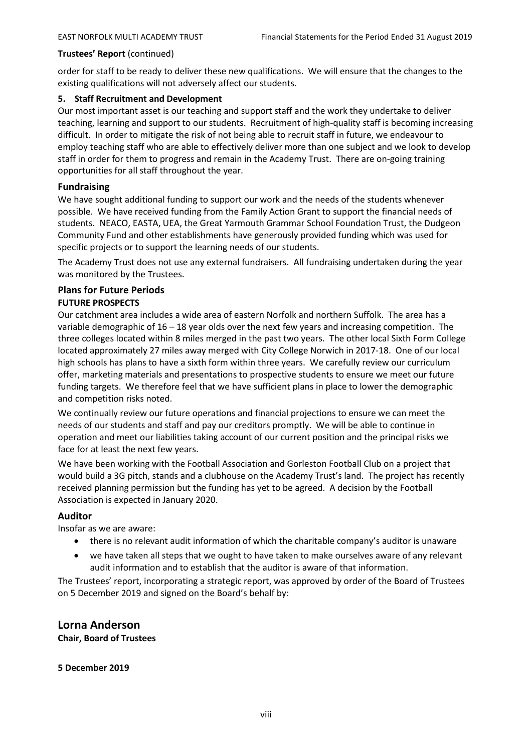**Trustees' Report** (continued)

order for staff to be ready to deliver these new qualifications. We will ensure that the changes to the existing qualifications will not adversely affect our students.

**5. Staff Recruitment and Development**

Our most important asset is our teaching and support staff and the work they undertake to deliver teaching, learning and support to our students. Recruitment of high-quality staff is becoming increasing difficult. In order to mitigate the risk of not being able to recruit staff in future, we endeavour to employ teaching staff who are able to effectively deliver more than one subject and we look to develop staff in order for them to progress and remain in the Academy Trust. There are on-going training opportunities for all staff throughout the year.

## Fundraising

We have sought additional funding to support our work and the needs of the students whenever possible. We have received funding from the Family Action Grant to support the financial needs of students. NEACO, EASTA, UEA, the Great Yarmouth Grammar School Foundation Trust, the Dudgeon Community Fund and other establishments have generously provided funding which was used for specific projects or to support the learning needs of our students.

The Academy Trust does not use any external fundraisers. All fundraising undertaken during the year was monitored by the Trustees.

## Plans for Future Periods

**FUTURE PROSPECTS**

Our catchment area includes a wide area of eastern Norfolk and northern Suffolk. The area has a variable demographic of 16 – 18 year olds over the next few years and increasing competition. The three colleges located within 8 miles merged in the past two years. The other local Sixth Form College located approximately 27 miles away merged with City College Norwich in 2017-18. One of our local high schools has plans to have a sixth form within three years. We carefully review our curriculum offer, marketing materials and presentations to prospective students to ensure we meet our future funding targets. We therefore feel that we have sufficient plans in place to lower the demographic and competition risks noted.

We continually review our future operations and financial projections to ensure we can meet the needs of our students and staff and pay our creditors promptly. We will be able to continue in operation and meet our liabilities taking account of our current position and the principal risks we face for at least the next few years.

We have been working with the Football Association and Gorleston Football Club on a project that would build a 3G pitch, stands and a clubhouse on the Academy Trust's land. The project has recently received planning permission but the funding has yet to be agreed. A decision by the Football Association is expected in January 2020.

## Auditor

Insofar as we are aware:

- there is no relevant audit information of which the charitable company's auditor is unaware
- we have taken all steps that we ought to have taken to make ourselves aware of any relevant audit information and to establish that the auditor is aware of that information.

The Trustees' report, incorporating a strategic report, was approved by order of the Board of Trustees on 5 December 2019 and signed on the Board's behalf by:

**Lorna Anderson**
**Chair, Board of Trustees**

**5 December 2019**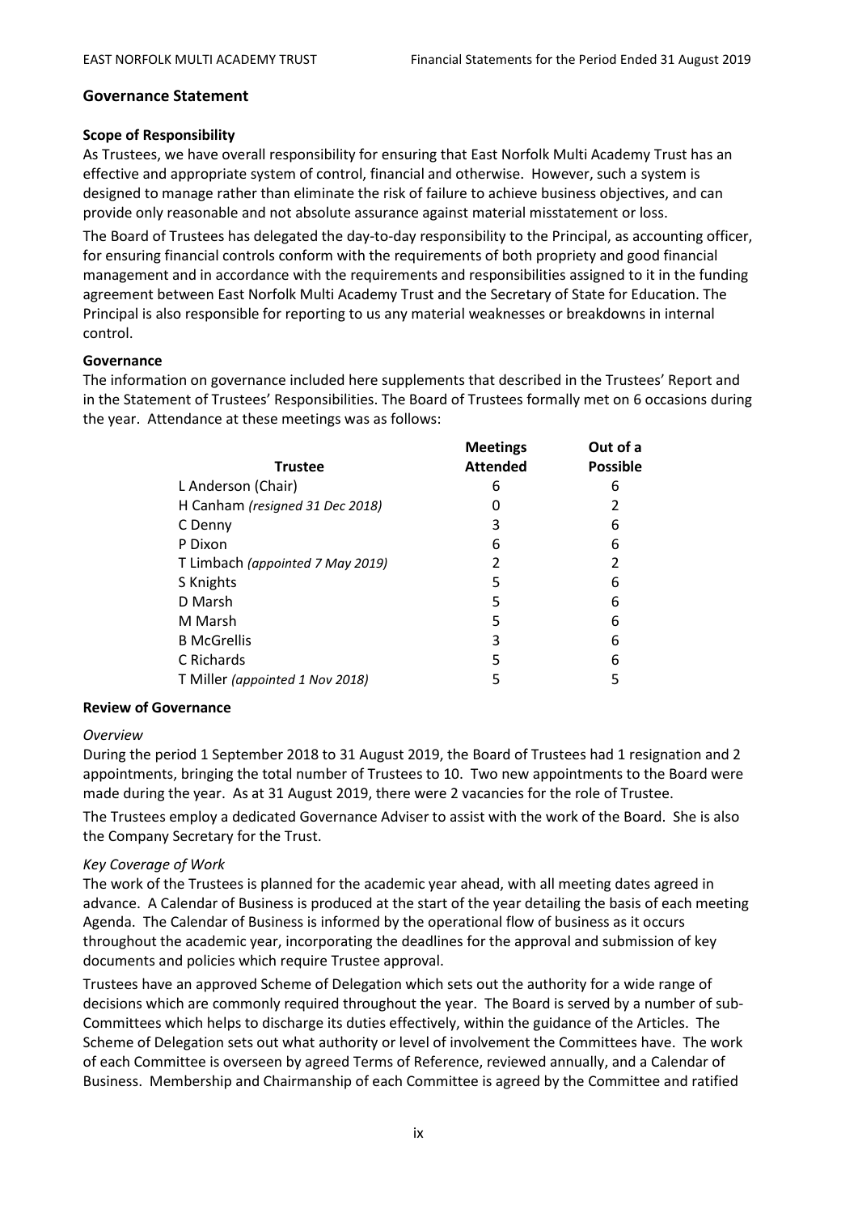## Governance Statement

### Scope of Responsibility

As Trustees, we have overall responsibility for ensuring that East Norfolk Multi Academy Trust has an effective and appropriate system of control, financial and otherwise. However, such a system is designed to manage rather than eliminate the risk of failure to achieve business objectives, and can provide only reasonable and not absolute assurance against material misstatement or loss.

The Board of Trustees has delegated the day-to-day responsibility to the Principal, as accounting officer, for ensuring financial controls conform with the requirements of both propriety and good financial management and in accordance with the requirements and responsibilities assigned to it in the funding agreement between East Norfolk Multi Academy Trust and the Secretary of State for Education. The Principal is also responsible for reporting to us any material weaknesses or breakdowns in internal control.

### Governance

The information on governance included here supplements that described in the Trustees' Report and in the Statement of Trustees' Responsibilities. The Board of Trustees formally met on 6 occasions during the year. Attendance at these meetings was as follows:

| Trustee | Meetings Attended | Out of a Possible |
|---|---|---|
| L Anderson (Chair) | 6 | 6 |
| H Canham *(resigned 31 Dec 2018)* | 0 | 2 |
| C Denny | 3 | 6 |
| P Dixon | 6 | 6 |
| T Limbach *(appointed 7 May 2019)* | 2 | 2 |
| S Knights | 5 | 6 |
| D Marsh | 5 | 6 |
| M Marsh | 5 | 6 |
| B McGrellis | 3 | 6 |
| C Richards | 5 | 6 |
| T Miller *(appointed 1 Nov 2018)* | 5 | 5 |

### Review of Governance

*Overview*

During the period 1 September 2018 to 31 August 2019, the Board of Trustees had 1 resignation and 2 appointments, bringing the total number of Trustees to 10. Two new appointments to the Board were made during the year. As at 31 August 2019, there were 2 vacancies for the role of Trustee.

The Trustees employ a dedicated Governance Adviser to assist with the work of the Board. She is also the Company Secretary for the Trust.

*Key Coverage of Work*

The work of the Trustees is planned for the academic year ahead, with all meeting dates agreed in advance. A Calendar of Business is produced at the start of the year detailing the basis of each meeting Agenda. The Calendar of Business is informed by the operational flow of business as it occurs throughout the academic year, incorporating the deadlines for the approval and submission of key documents and policies which require Trustee approval.

Trustees have an approved Scheme of Delegation which sets out the authority for a wide range of decisions which are commonly required throughout the year. The Board is served by a number of sub-Committees which helps to discharge its duties effectively, within the guidance of the Articles. The Scheme of Delegation sets out what authority or level of involvement the Committees have. The work of each Committee is overseen by agreed Terms of Reference, reviewed annually, and a Calendar of Business. Membership and Chairmanship of each Committee is agreed by the Committee and ratified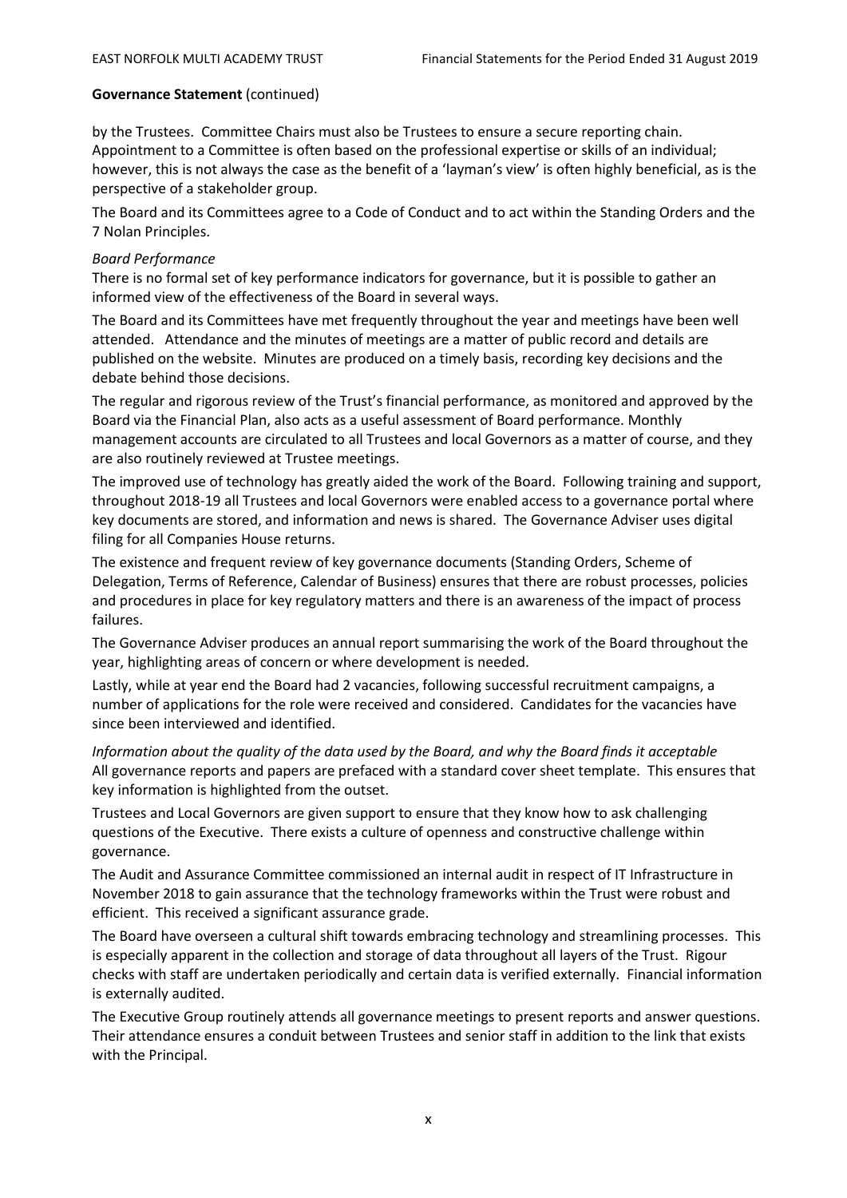**Governance Statement** (continued)

by the Trustees. Committee Chairs must also be Trustees to ensure a secure reporting chain. Appointment to a Committee is often based on the professional expertise or skills of an individual; however, this is not always the case as the benefit of a 'layman's view' is often highly beneficial, as is the perspective of a stakeholder group.

The Board and its Committees agree to a Code of Conduct and to act within the Standing Orders and the 7 Nolan Principles.

*Board Performance*

There is no formal set of key performance indicators for governance, but it is possible to gather an informed view of the effectiveness of the Board in several ways.

The Board and its Committees have met frequently throughout the year and meetings have been well attended. Attendance and the minutes of meetings are a matter of public record and details are published on the website. Minutes are produced on a timely basis, recording key decisions and the debate behind those decisions.

The regular and rigorous review of the Trust's financial performance, as monitored and approved by the Board via the Financial Plan, also acts as a useful assessment of Board performance. Monthly management accounts are circulated to all Trustees and local Governors as a matter of course, and they are also routinely reviewed at Trustee meetings.

The improved use of technology has greatly aided the work of the Board. Following training and support, throughout 2018-19 all Trustees and local Governors were enabled access to a governance portal where key documents are stored, and information and news is shared. The Governance Adviser uses digital filing for all Companies House returns.

The existence and frequent review of key governance documents (Standing Orders, Scheme of Delegation, Terms of Reference, Calendar of Business) ensures that there are robust processes, policies and procedures in place for key regulatory matters and there is an awareness of the impact of process failures.

The Governance Adviser produces an annual report summarising the work of the Board throughout the year, highlighting areas of concern or where development is needed.

Lastly, while at year end the Board had 2 vacancies, following successful recruitment campaigns, a number of applications for the role were received and considered. Candidates for the vacancies have since been interviewed and identified.

*Information about the quality of the data used by the Board, and why the Board finds it acceptable*

All governance reports and papers are prefaced with a standard cover sheet template. This ensures that key information is highlighted from the outset.

Trustees and Local Governors are given support to ensure that they know how to ask challenging questions of the Executive. There exists a culture of openness and constructive challenge within governance.

The Audit and Assurance Committee commissioned an internal audit in respect of IT Infrastructure in November 2018 to gain assurance that the technology frameworks within the Trust were robust and efficient. This received a significant assurance grade.

The Board have overseen a cultural shift towards embracing technology and streamlining processes. This is especially apparent in the collection and storage of data throughout all layers of the Trust. Rigour checks with staff are undertaken periodically and certain data is verified externally. Financial information is externally audited.

The Executive Group routinely attends all governance meetings to present reports and answer questions. Their attendance ensures a conduit between Trustees and senior staff in addition to the link that exists with the Principal.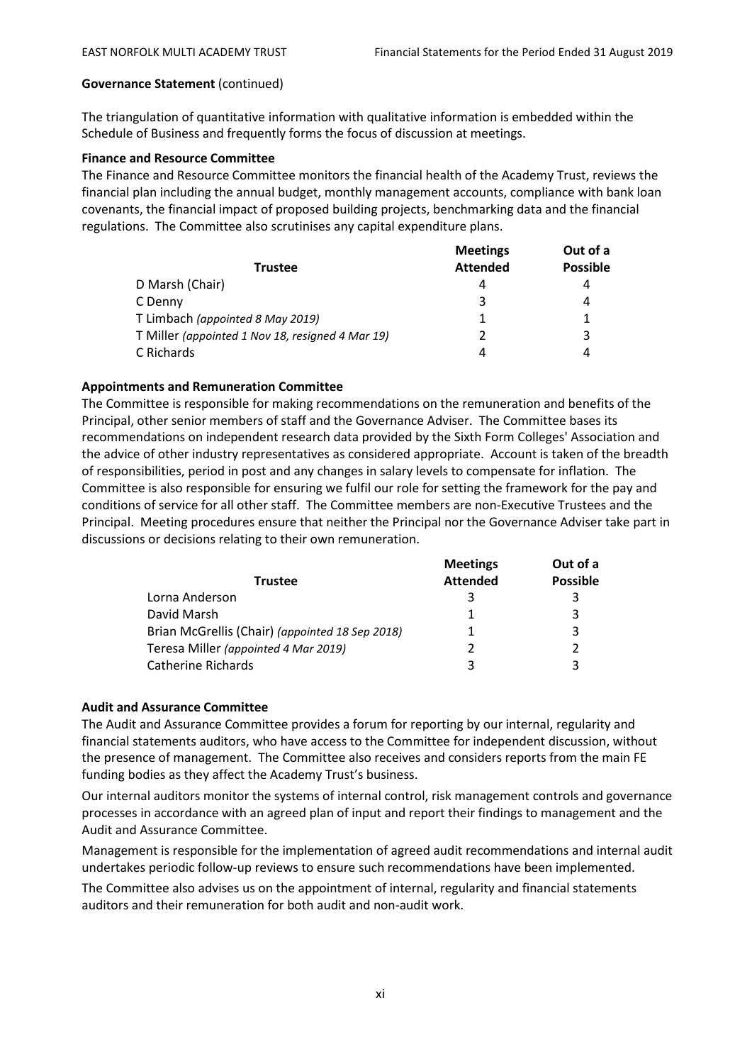**Governance Statement** (continued)

The triangulation of quantitative information with qualitative information is embedded within the Schedule of Business and frequently forms the focus of discussion at meetings.

**Finance and Resource Committee**

The Finance and Resource Committee monitors the financial health of the Academy Trust, reviews the financial plan including the annual budget, monthly management accounts, compliance with bank loan covenants, the financial impact of proposed building projects, benchmarking data and the financial regulations. The Committee also scrutinises any capital expenditure plans.

| Trustee | Meetings Attended | Out of a Possible |
|---|---|---|
| D Marsh (Chair) | 4 | 4 |
| C Denny | 3 | 4 |
| T Limbach *(appointed 8 May 2019)* | 1 | 1 |
| T Miller *(appointed 1 Nov 18, resigned 4 Mar 19)* | 2 | 3 |
| C Richards | 4 | 4 |

**Appointments and Remuneration Committee**

The Committee is responsible for making recommendations on the remuneration and benefits of the Principal, other senior members of staff and the Governance Adviser. The Committee bases its recommendations on independent research data provided by the Sixth Form Colleges' Association and the advice of other industry representatives as considered appropriate. Account is taken of the breadth of responsibilities, period in post and any changes in salary levels to compensate for inflation. The Committee is also responsible for ensuring we fulfil our role for setting the framework for the pay and conditions of service for all other staff. The Committee members are non-Executive Trustees and the Principal. Meeting procedures ensure that neither the Principal nor the Governance Adviser take part in discussions or decisions relating to their own remuneration.

| Trustee | Meetings Attended | Out of a Possible |
|---|---|---|
| Lorna Anderson | 3 | 3 |
| David Marsh | 1 | 3 |
| Brian McGrellis (Chair) *(appointed 18 Sep 2018)* | 1 | 3 |
| Teresa Miller *(appointed 4 Mar 2019)* | 2 | 2 |
| Catherine Richards | 3 | 3 |

**Audit and Assurance Committee**

The Audit and Assurance Committee provides a forum for reporting by our internal, regularity and financial statements auditors, who have access to the Committee for independent discussion, without the presence of management. The Committee also receives and considers reports from the main FE funding bodies as they affect the Academy Trust's business.

Our internal auditors monitor the systems of internal control, risk management controls and governance processes in accordance with an agreed plan of input and report their findings to management and the Audit and Assurance Committee.

Management is responsible for the implementation of agreed audit recommendations and internal audit undertakes periodic follow-up reviews to ensure such recommendations have been implemented.

The Committee also advises us on the appointment of internal, regularity and financial statements auditors and their remuneration for both audit and non-audit work.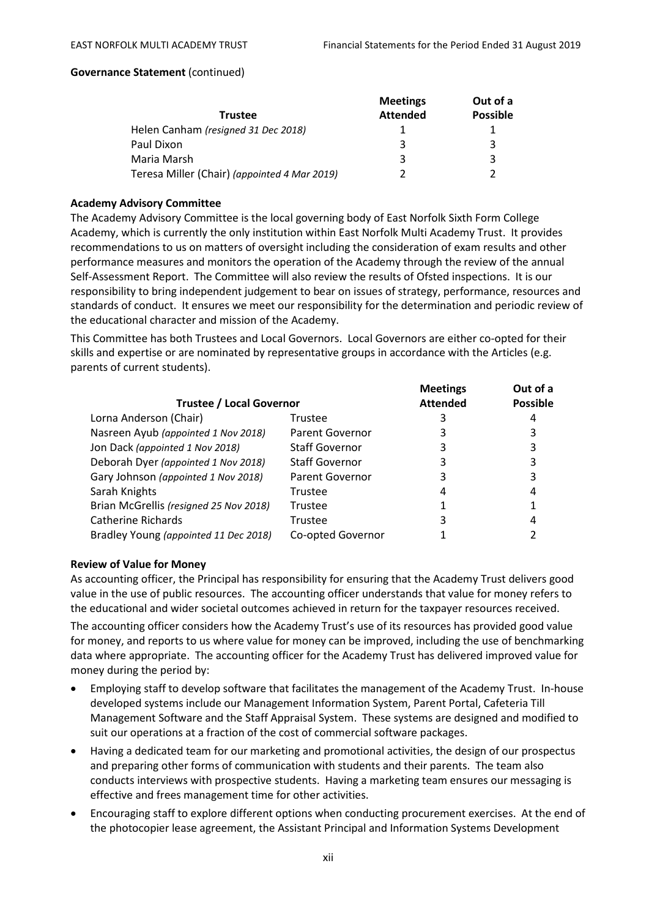**Governance Statement** (continued)

| Trustee | Meetings Attended | Out of a Possible |
|---|---|---|
| Helen Canham *(resigned 31 Dec 2018)* | 1 | 1 |
| Paul Dixon | 3 | 3 |
| Maria Marsh | 3 | 3 |
| Teresa Miller (Chair) *(appointed 4 Mar 2019)* | 2 | 2 |

**Academy Advisory Committee**

The Academy Advisory Committee is the local governing body of East Norfolk Sixth Form College Academy, which is currently the only institution within East Norfolk Multi Academy Trust. It provides recommendations to us on matters of oversight including the consideration of exam results and other performance measures and monitors the operation of the Academy through the review of the annual Self-Assessment Report. The Committee will also review the results of Ofsted inspections. It is our responsibility to bring independent judgement to bear on issues of strategy, performance, resources and standards of conduct. It ensures we meet our responsibility for the determination and periodic review of the educational character and mission of the Academy.

This Committee has both Trustees and Local Governors. Local Governors are either co-opted for their skills and expertise or are nominated by representative groups in accordance with the Articles (e.g. parents of current students).

| Trustee / Local Governor | | Meetings Attended | Out of a Possible |
|---|---|---|---|
| Lorna Anderson (Chair) | Trustee | 3 | 4 |
| Nasreen Ayub *(appointed 1 Nov 2018)* | Parent Governor | 3 | 3 |
| Jon Dack *(appointed 1 Nov 2018)* | Staff Governor | 3 | 3 |
| Deborah Dyer *(appointed 1 Nov 2018)* | Staff Governor | 3 | 3 |
| Gary Johnson *(appointed 1 Nov 2018)* | Parent Governor | 3 | 3 |
| Sarah Knights | Trustee | 4 | 4 |
| Brian McGrellis *(resigned 25 Nov 2018)* | Trustee | 1 | 1 |
| Catherine Richards | Trustee | 3 | 4 |
| Bradley Young *(appointed 11 Dec 2018)* | Co-opted Governor | 1 | 2 |

**Review of Value for Money**

As accounting officer, the Principal has responsibility for ensuring that the Academy Trust delivers good value in the use of public resources. The accounting officer understands that value for money refers to the educational and wider societal outcomes achieved in return for the taxpayer resources received.

The accounting officer considers how the Academy Trust's use of its resources has provided good value for money, and reports to us where value for money can be improved, including the use of benchmarking data where appropriate. The accounting officer for the Academy Trust has delivered improved value for money during the period by:

- Employing staff to develop software that facilitates the management of the Academy Trust. In-house developed systems include our Management Information System, Parent Portal, Cafeteria Till Management Software and the Staff Appraisal System. These systems are designed and modified to suit our operations at a fraction of the cost of commercial software packages.
- Having a dedicated team for our marketing and promotional activities, the design of our prospectus and preparing other forms of communication with students and their parents. The team also conducts interviews with prospective students. Having a marketing team ensures our messaging is effective and frees management time for other activities.
- Encouraging staff to explore different options when conducting procurement exercises. At the end of the photocopier lease agreement, the Assistant Principal and Information Systems Development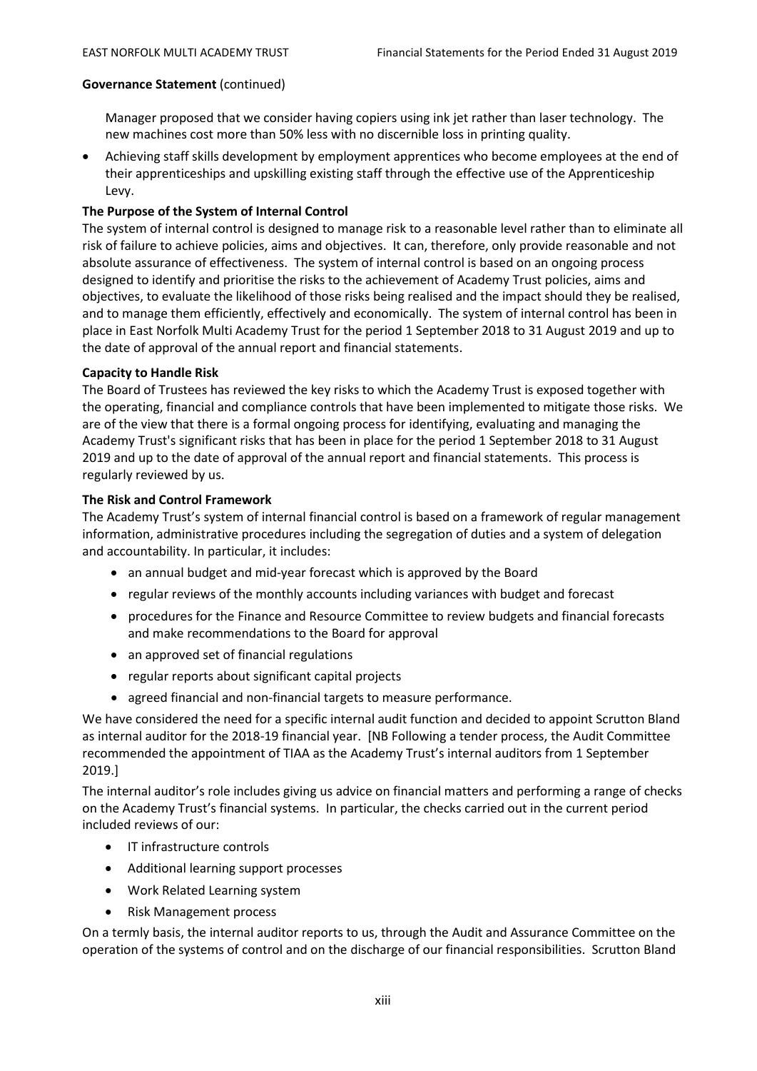**Governance Statement** (continued)

Manager proposed that we consider having copiers using ink jet rather than laser technology. The new machines cost more than 50% less with no discernible loss in printing quality.

- Achieving staff skills development by employment apprentices who become employees at the end of their apprenticeships and upskilling existing staff through the effective use of the Apprenticeship Levy.

**The Purpose of the System of Internal Control**

The system of internal control is designed to manage risk to a reasonable level rather than to eliminate all risk of failure to achieve policies, aims and objectives. It can, therefore, only provide reasonable and not absolute assurance of effectiveness. The system of internal control is based on an ongoing process designed to identify and prioritise the risks to the achievement of Academy Trust policies, aims and objectives, to evaluate the likelihood of those risks being realised and the impact should they be realised, and to manage them efficiently, effectively and economically. The system of internal control has been in place in East Norfolk Multi Academy Trust for the period 1 September 2018 to 31 August 2019 and up to the date of approval of the annual report and financial statements.

**Capacity to Handle Risk**

The Board of Trustees has reviewed the key risks to which the Academy Trust is exposed together with the operating, financial and compliance controls that have been implemented to mitigate those risks. We are of the view that there is a formal ongoing process for identifying, evaluating and managing the Academy Trust's significant risks that has been in place for the period 1 September 2018 to 31 August 2019 and up to the date of approval of the annual report and financial statements. This process is regularly reviewed by us.

**The Risk and Control Framework**

The Academy Trust's system of internal financial control is based on a framework of regular management information, administrative procedures including the segregation of duties and a system of delegation and accountability. In particular, it includes:

- an annual budget and mid-year forecast which is approved by the Board
- regular reviews of the monthly accounts including variances with budget and forecast
- procedures for the Finance and Resource Committee to review budgets and financial forecasts and make recommendations to the Board for approval
- an approved set of financial regulations
- regular reports about significant capital projects
- agreed financial and non-financial targets to measure performance.

We have considered the need for a specific internal audit function and decided to appoint Scrutton Bland as internal auditor for the 2018-19 financial year. [NB Following a tender process, the Audit Committee recommended the appointment of TIAA as the Academy Trust's internal auditors from 1 September 2019.]

The internal auditor's role includes giving us advice on financial matters and performing a range of checks on the Academy Trust's financial systems. In particular, the checks carried out in the current period included reviews of our:

- IT infrastructure controls
- Additional learning support processes
- Work Related Learning system
- Risk Management process

On a termly basis, the internal auditor reports to us, through the Audit and Assurance Committee on the operation of the systems of control and on the discharge of our financial responsibilities. Scrutton Bland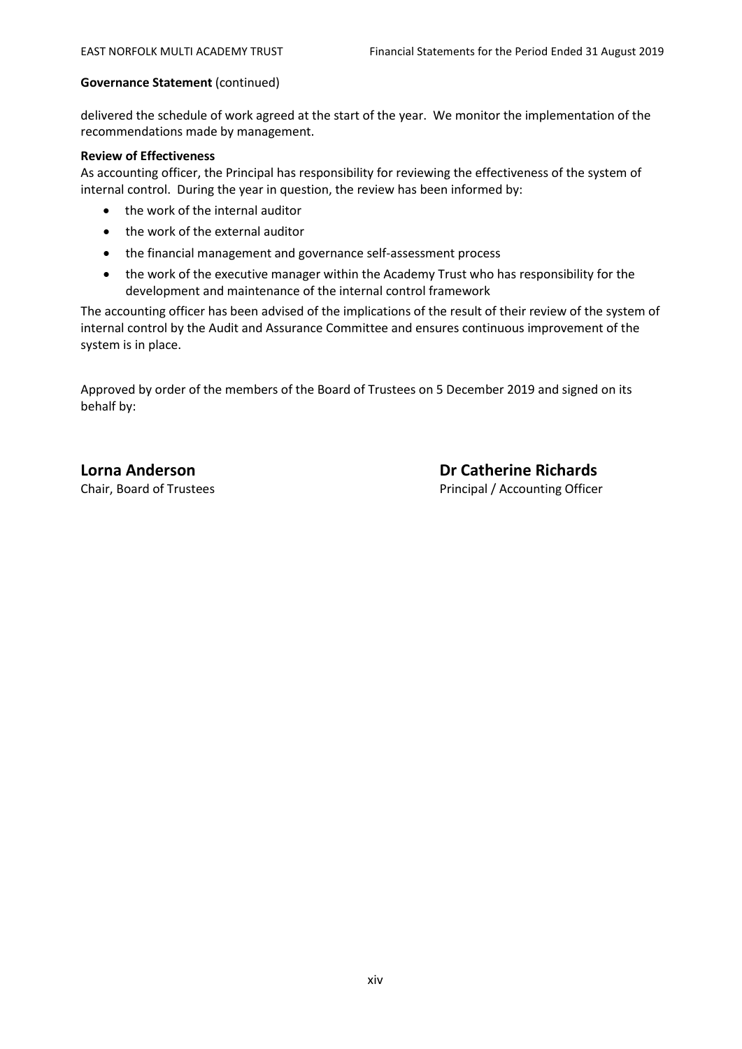**Governance Statement** (continued)

delivered the schedule of work agreed at the start of the year. We monitor the implementation of the recommendations made by management.

**Review of Effectiveness**

As accounting officer, the Principal has responsibility for reviewing the effectiveness of the system of internal control. During the year in question, the review has been informed by:

- the work of the internal auditor
- the work of the external auditor
- the financial management and governance self-assessment process
- the work of the executive manager within the Academy Trust who has responsibility for the development and maintenance of the internal control framework

The accounting officer has been advised of the implications of the result of their review of the system of internal control by the Audit and Assurance Committee and ensures continuous improvement of the system is in place.

Approved by order of the members of the Board of Trustees on 5 December 2019 and signed on its behalf by:

**Lorna Anderson**
Chair, Board of Trustees

**Dr Catherine Richards**
Principal / Accounting Officer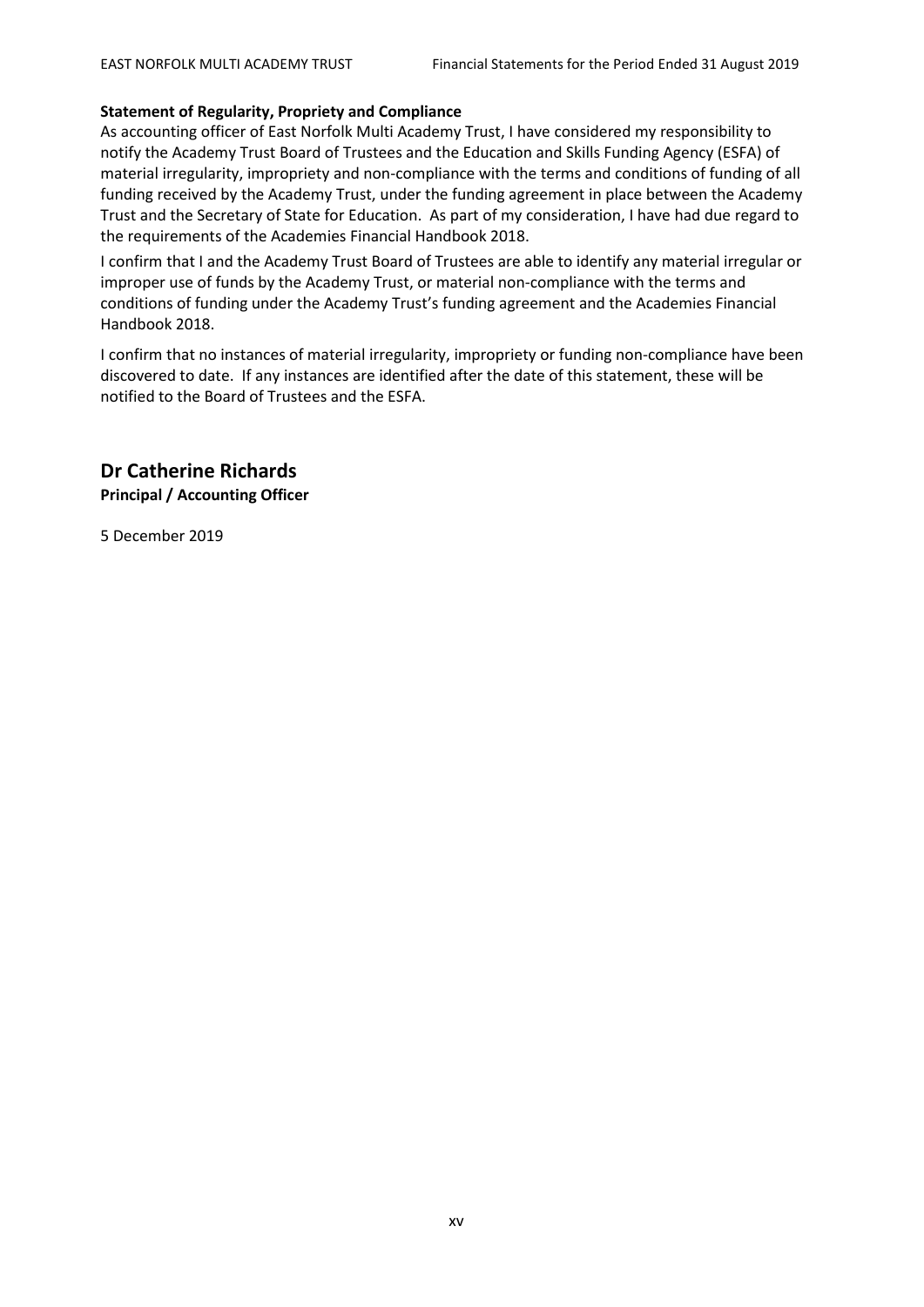**Statement of Regularity, Propriety and Compliance**

As accounting officer of East Norfolk Multi Academy Trust, I have considered my responsibility to notify the Academy Trust Board of Trustees and the Education and Skills Funding Agency (ESFA) of material irregularity, impropriety and non-compliance with the terms and conditions of funding of all funding received by the Academy Trust, under the funding agreement in place between the Academy Trust and the Secretary of State for Education. As part of my consideration, I have had due regard to the requirements of the Academies Financial Handbook 2018.

I confirm that I and the Academy Trust Board of Trustees are able to identify any material irregular or improper use of funds by the Academy Trust, or material non-compliance with the terms and conditions of funding under the Academy Trust's funding agreement and the Academies Financial Handbook 2018.

I confirm that no instances of material irregularity, impropriety or funding non-compliance have been discovered to date. If any instances are identified after the date of this statement, these will be notified to the Board of Trustees and the ESFA.

## Dr Catherine Richards

**Principal / Accounting Officer**

5 December 2019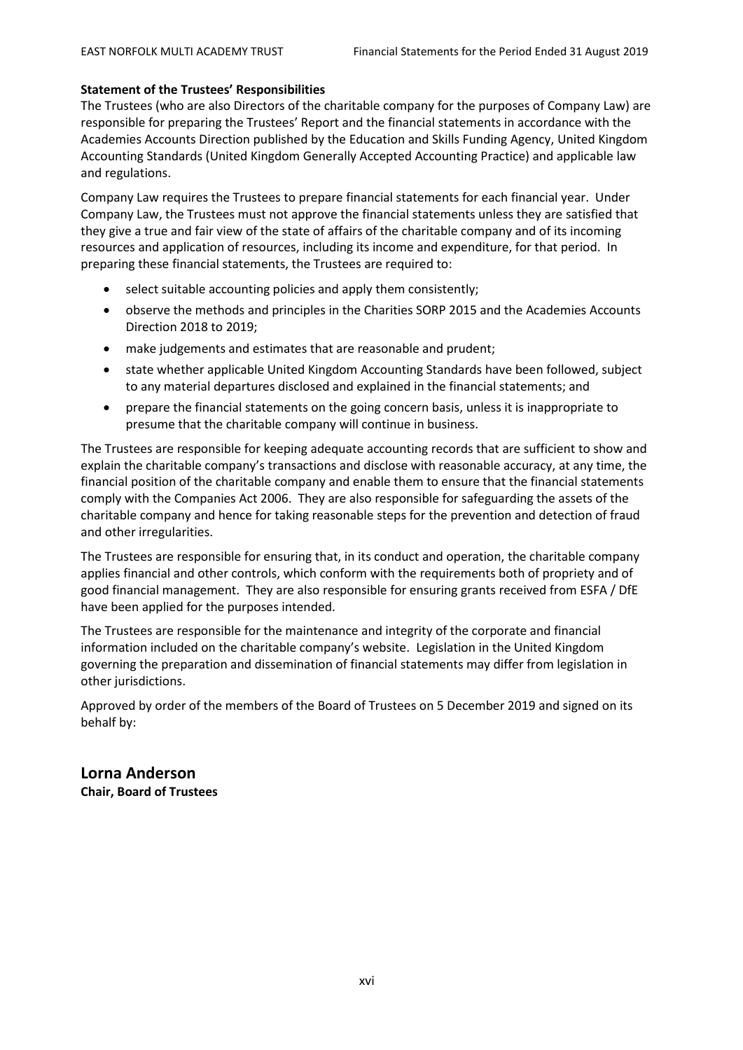**Statement of the Trustees' Responsibilities**

The Trustees (who are also Directors of the charitable company for the purposes of Company Law) are responsible for preparing the Trustees' Report and the financial statements in accordance with the Academies Accounts Direction published by the Education and Skills Funding Agency, United Kingdom Accounting Standards (United Kingdom Generally Accepted Accounting Practice) and applicable law and regulations.

Company Law requires the Trustees to prepare financial statements for each financial year. Under Company Law, the Trustees must not approve the financial statements unless they are satisfied that they give a true and fair view of the state of affairs of the charitable company and of its incoming resources and application of resources, including its income and expenditure, for that period. In preparing these financial statements, the Trustees are required to:

- select suitable accounting policies and apply them consistently;
- observe the methods and principles in the Charities SORP 2015 and the Academies Accounts Direction 2018 to 2019;
- make judgements and estimates that are reasonable and prudent;
- state whether applicable United Kingdom Accounting Standards have been followed, subject to any material departures disclosed and explained in the financial statements; and
- prepare the financial statements on the going concern basis, unless it is inappropriate to presume that the charitable company will continue in business.

The Trustees are responsible for keeping adequate accounting records that are sufficient to show and explain the charitable company's transactions and disclose with reasonable accuracy, at any time, the financial position of the charitable company and enable them to ensure that the financial statements comply with the Companies Act 2006. They are also responsible for safeguarding the assets of the charitable company and hence for taking reasonable steps for the prevention and detection of fraud and other irregularities.

The Trustees are responsible for ensuring that, in its conduct and operation, the charitable company applies financial and other controls, which conform with the requirements both of propriety and of good financial management. They are also responsible for ensuring grants received from ESFA / DfE have been applied for the purposes intended.

The Trustees are responsible for the maintenance and integrity of the corporate and financial information included on the charitable company's website. Legislation in the United Kingdom governing the preparation and dissemination of financial statements may differ from legislation in other jurisdictions.

Approved by order of the members of the Board of Trustees on 5 December 2019 and signed on its behalf by:

**Lorna Anderson**
**Chair, Board of Trustees**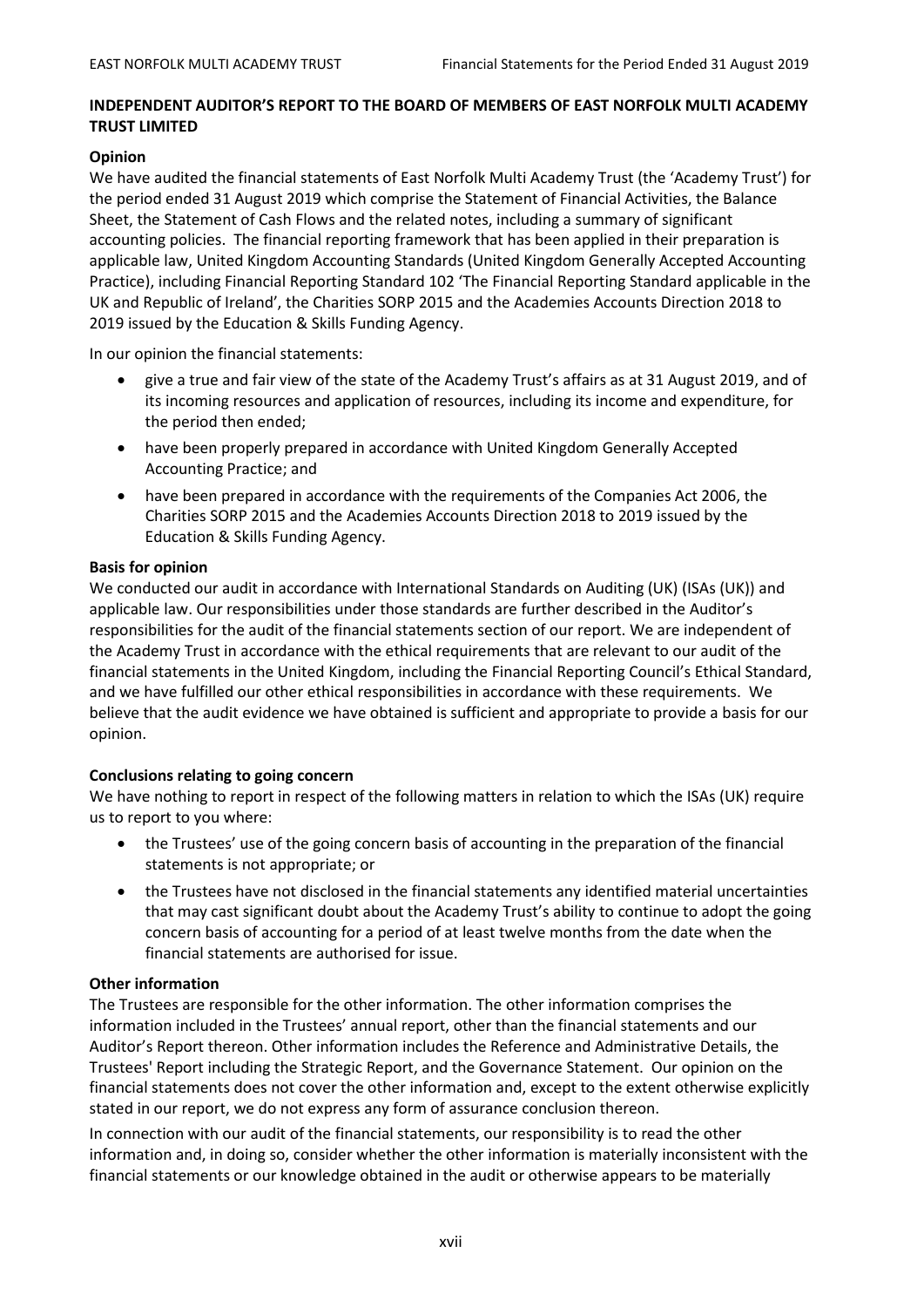## INDEPENDENT AUDITOR'S REPORT TO THE BOARD OF MEMBERS OF EAST NORFOLK MULTI ACADEMY TRUST LIMITED

### Opinion

We have audited the financial statements of East Norfolk Multi Academy Trust (the 'Academy Trust') for the period ended 31 August 2019 which comprise the Statement of Financial Activities, the Balance Sheet, the Statement of Cash Flows and the related notes, including a summary of significant accounting policies. The financial reporting framework that has been applied in their preparation is applicable law, United Kingdom Accounting Standards (United Kingdom Generally Accepted Accounting Practice), including Financial Reporting Standard 102 'The Financial Reporting Standard applicable in the UK and Republic of Ireland', the Charities SORP 2015 and the Academies Accounts Direction 2018 to 2019 issued by the Education & Skills Funding Agency.

In our opinion the financial statements:

- give a true and fair view of the state of the Academy Trust's affairs as at 31 August 2019, and of its incoming resources and application of resources, including its income and expenditure, for the period then ended;
- have been properly prepared in accordance with United Kingdom Generally Accepted Accounting Practice; and
- have been prepared in accordance with the requirements of the Companies Act 2006, the Charities SORP 2015 and the Academies Accounts Direction 2018 to 2019 issued by the Education & Skills Funding Agency.

### Basis for opinion

We conducted our audit in accordance with International Standards on Auditing (UK) (ISAs (UK)) and applicable law. Our responsibilities under those standards are further described in the Auditor's responsibilities for the audit of the financial statements section of our report. We are independent of the Academy Trust in accordance with the ethical requirements that are relevant to our audit of the financial statements in the United Kingdom, including the Financial Reporting Council's Ethical Standard, and we have fulfilled our other ethical responsibilities in accordance with these requirements. We believe that the audit evidence we have obtained is sufficient and appropriate to provide a basis for our opinion.

### Conclusions relating to going concern

We have nothing to report in respect of the following matters in relation to which the ISAs (UK) require us to report to you where:

- the Trustees' use of the going concern basis of accounting in the preparation of the financial statements is not appropriate; or
- the Trustees have not disclosed in the financial statements any identified material uncertainties that may cast significant doubt about the Academy Trust's ability to continue to adopt the going concern basis of accounting for a period of at least twelve months from the date when the financial statements are authorised for issue.

### Other information

The Trustees are responsible for the other information. The other information comprises the information included in the Trustees' annual report, other than the financial statements and our Auditor's Report thereon. Other information includes the Reference and Administrative Details, the Trustees' Report including the Strategic Report, and the Governance Statement. Our opinion on the financial statements does not cover the other information and, except to the extent otherwise explicitly stated in our report, we do not express any form of assurance conclusion thereon.

In connection with our audit of the financial statements, our responsibility is to read the other information and, in doing so, consider whether the other information is materially inconsistent with the financial statements or our knowledge obtained in the audit or otherwise appears to be materially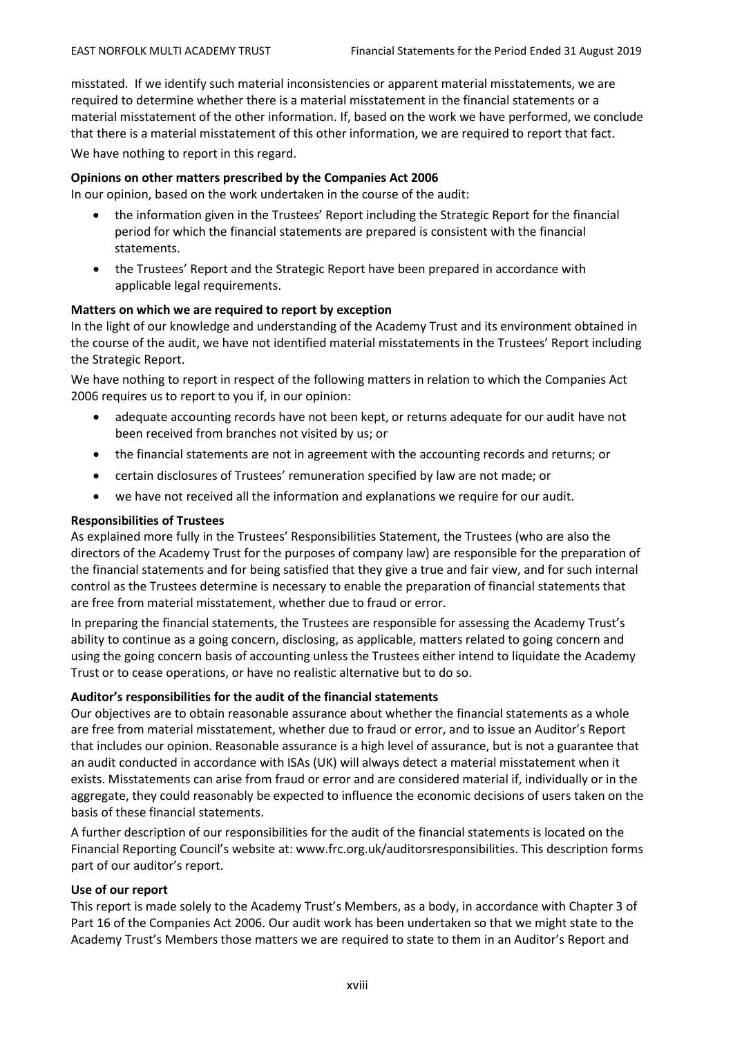misstated. If we identify such material inconsistencies or apparent material misstatements, we are required to determine whether there is a material misstatement in the financial statements or a material misstatement of the other information. If, based on the work we have performed, we conclude that there is a material misstatement of this other information, we are required to report that fact.

We have nothing to report in this regard.

**Opinions on other matters prescribed by the Companies Act 2006**

In our opinion, based on the work undertaken in the course of the audit:

- the information given in the Trustees' Report including the Strategic Report for the financial period for which the financial statements are prepared is consistent with the financial statements.
- the Trustees' Report and the Strategic Report have been prepared in accordance with applicable legal requirements.

**Matters on which we are required to report by exception**

In the light of our knowledge and understanding of the Academy Trust and its environment obtained in the course of the audit, we have not identified material misstatements in the Trustees' Report including the Strategic Report.

We have nothing to report in respect of the following matters in relation to which the Companies Act 2006 requires us to report to you if, in our opinion:

- adequate accounting records have not been kept, or returns adequate for our audit have not been received from branches not visited by us; or
- the financial statements are not in agreement with the accounting records and returns; or
- certain disclosures of Trustees' remuneration specified by law are not made; or
- we have not received all the information and explanations we require for our audit.

**Responsibilities of Trustees**

As explained more fully in the Trustees' Responsibilities Statement, the Trustees (who are also the directors of the Academy Trust for the purposes of company law) are responsible for the preparation of the financial statements and for being satisfied that they give a true and fair view, and for such internal control as the Trustees determine is necessary to enable the preparation of financial statements that are free from material misstatement, whether due to fraud or error.

In preparing the financial statements, the Trustees are responsible for assessing the Academy Trust's ability to continue as a going concern, disclosing, as applicable, matters related to going concern and using the going concern basis of accounting unless the Trustees either intend to liquidate the Academy Trust or to cease operations, or have no realistic alternative but to do so.

**Auditor's responsibilities for the audit of the financial statements**

Our objectives are to obtain reasonable assurance about whether the financial statements as a whole are free from material misstatement, whether due to fraud or error, and to issue an Auditor's Report that includes our opinion. Reasonable assurance is a high level of assurance, but is not a guarantee that an audit conducted in accordance with ISAs (UK) will always detect a material misstatement when it exists. Misstatements can arise from fraud or error and are considered material if, individually or in the aggregate, they could reasonably be expected to influence the economic decisions of users taken on the basis of these financial statements.

A further description of our responsibilities for the audit of the financial statements is located on the Financial Reporting Council's website at: www.frc.org.uk/auditorsresponsibilities. This description forms part of our auditor's report.

**Use of our report**

This report is made solely to the Academy Trust's Members, as a body, in accordance with Chapter 3 of Part 16 of the Companies Act 2006. Our audit work has been undertaken so that we might state to the Academy Trust's Members those matters we are required to state to them in an Auditor's Report and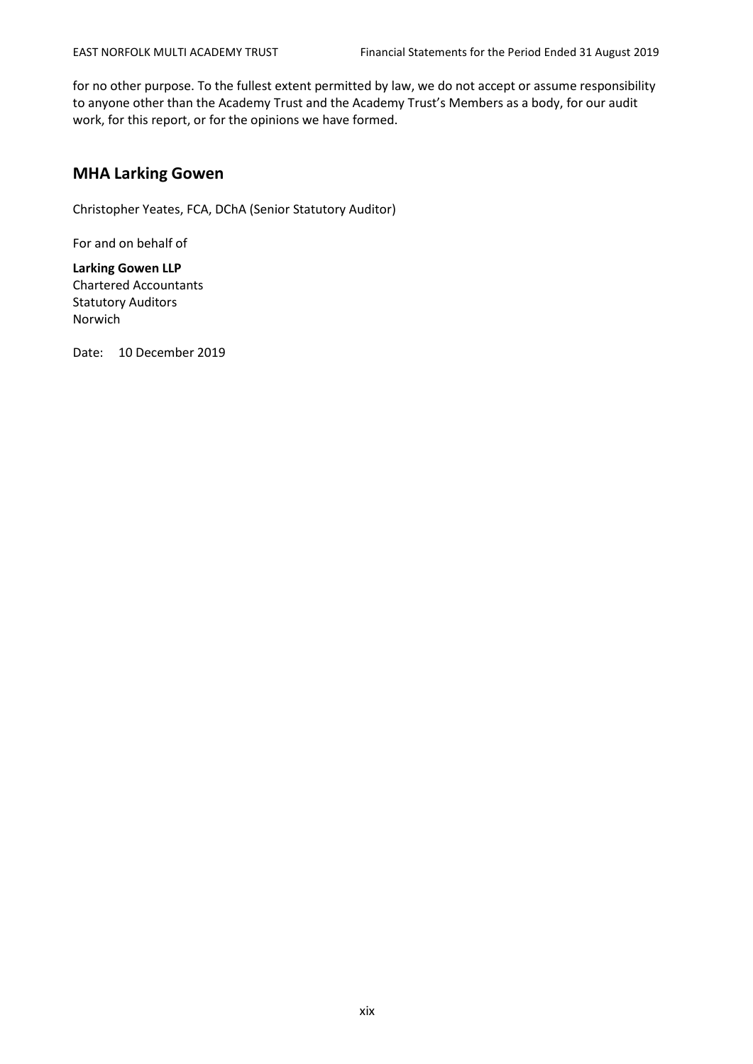for no other purpose. To the fullest extent permitted by law, we do not accept or assume responsibility to anyone other than the Academy Trust and the Academy Trust's Members as a body, for our audit work, for this report, or for the opinions we have formed.

## MHA Larking Gowen

Christopher Yeates, FCA, DChA (Senior Statutory Auditor)

For and on behalf of

**Larking Gowen LLP**
Chartered Accountants
Statutory Auditors
Norwich

Date: 10 December 2019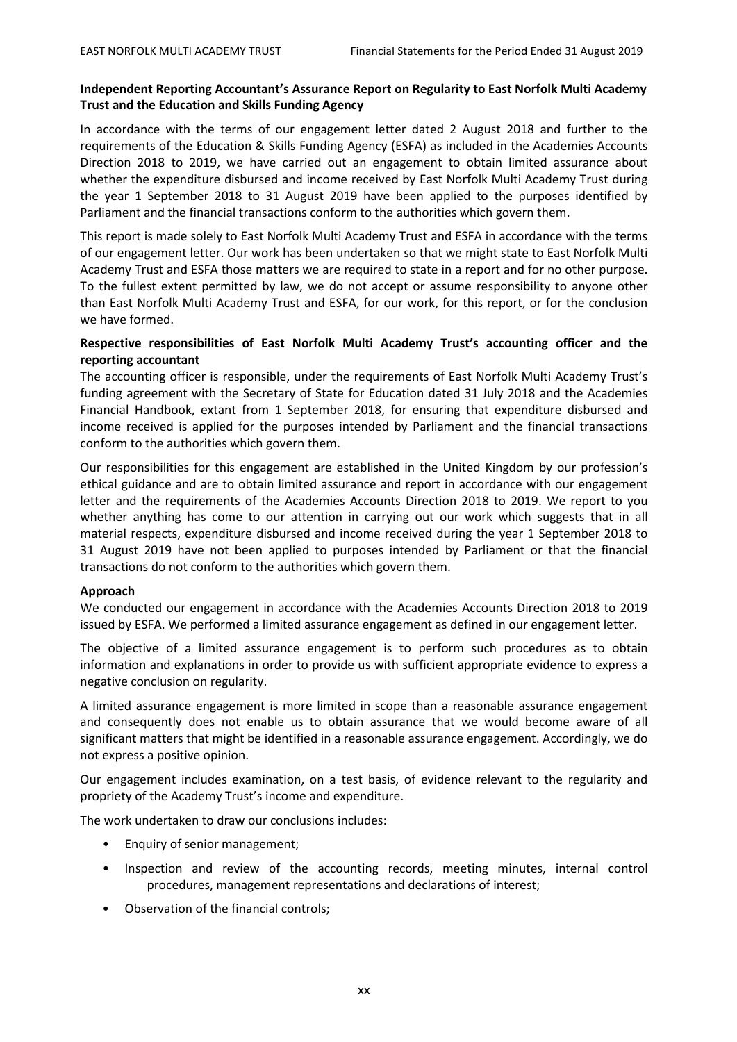**Independent Reporting Accountant's Assurance Report on Regularity to East Norfolk Multi Academy Trust and the Education and Skills Funding Agency**

In accordance with the terms of our engagement letter dated 2 August 2018 and further to the requirements of the Education & Skills Funding Agency (ESFA) as included in the Academies Accounts Direction 2018 to 2019, we have carried out an engagement to obtain limited assurance about whether the expenditure disbursed and income received by East Norfolk Multi Academy Trust during the year 1 September 2018 to 31 August 2019 have been applied to the purposes identified by Parliament and the financial transactions conform to the authorities which govern them.

This report is made solely to East Norfolk Multi Academy Trust and ESFA in accordance with the terms of our engagement letter. Our work has been undertaken so that we might state to East Norfolk Multi Academy Trust and ESFA those matters we are required to state in a report and for no other purpose. To the fullest extent permitted by law, we do not accept or assume responsibility to anyone other than East Norfolk Multi Academy Trust and ESFA, for our work, for this report, or for the conclusion we have formed.

**Respective responsibilities of East Norfolk Multi Academy Trust's accounting officer and the reporting accountant**

The accounting officer is responsible, under the requirements of East Norfolk Multi Academy Trust's funding agreement with the Secretary of State for Education dated 31 July 2018 and the Academies Financial Handbook, extant from 1 September 2018, for ensuring that expenditure disbursed and income received is applied for the purposes intended by Parliament and the financial transactions conform to the authorities which govern them.

Our responsibilities for this engagement are established in the United Kingdom by our profession's ethical guidance and are to obtain limited assurance and report in accordance with our engagement letter and the requirements of the Academies Accounts Direction 2018 to 2019. We report to you whether anything has come to our attention in carrying out our work which suggests that in all material respects, expenditure disbursed and income received during the year 1 September 2018 to 31 August 2019 have not been applied to purposes intended by Parliament or that the financial transactions do not conform to the authorities which govern them.

**Approach**

We conducted our engagement in accordance with the Academies Accounts Direction 2018 to 2019 issued by ESFA. We performed a limited assurance engagement as defined in our engagement letter.

The objective of a limited assurance engagement is to perform such procedures as to obtain information and explanations in order to provide us with sufficient appropriate evidence to express a negative conclusion on regularity.

A limited assurance engagement is more limited in scope than a reasonable assurance engagement and consequently does not enable us to obtain assurance that we would become aware of all significant matters that might be identified in a reasonable assurance engagement. Accordingly, we do not express a positive opinion.

Our engagement includes examination, on a test basis, of evidence relevant to the regularity and propriety of the Academy Trust's income and expenditure.

The work undertaken to draw our conclusions includes:

- Enquiry of senior management;
- Inspection and review of the accounting records, meeting minutes, internal control procedures, management representations and declarations of interest;
- Observation of the financial controls;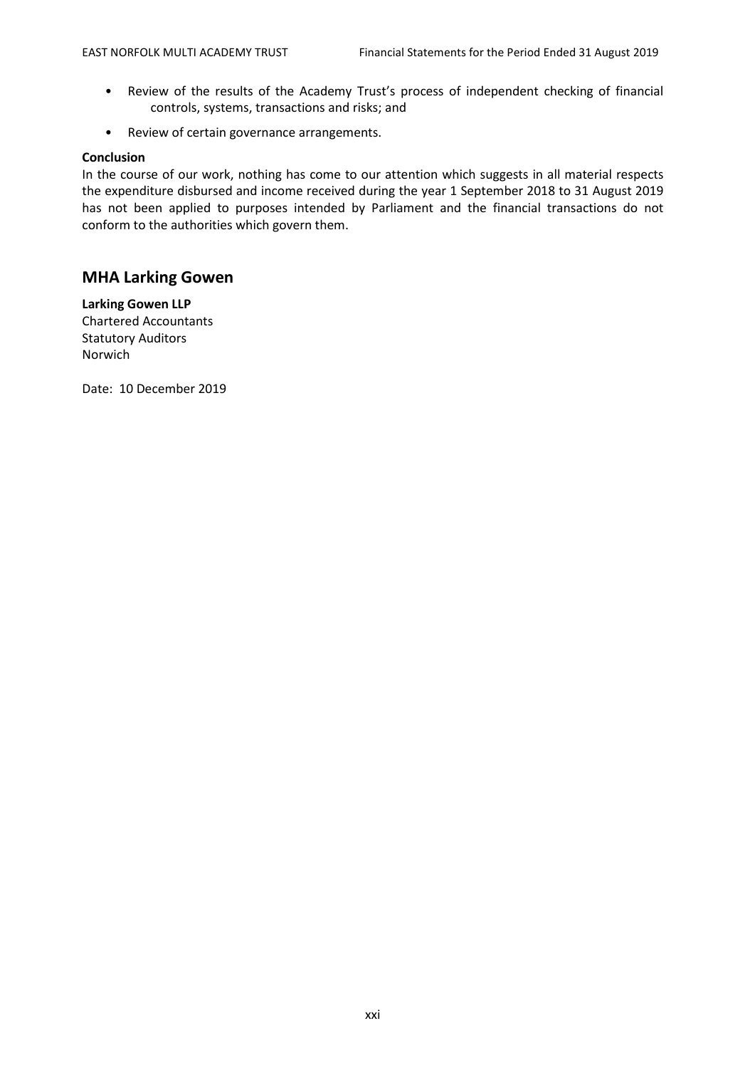- Review of the results of the Academy Trust's process of independent checking of financial controls, systems, transactions and risks; and
- Review of certain governance arrangements.

**Conclusion**

In the course of our work, nothing has come to our attention which suggests in all material respects the expenditure disbursed and income received during the year 1 September 2018 to 31 August 2019 has not been applied to purposes intended by Parliament and the financial transactions do not conform to the authorities which govern them.

## MHA Larking Gowen

**Larking Gowen LLP**
Chartered Accountants
Statutory Auditors
Norwich

Date: 10 December 2019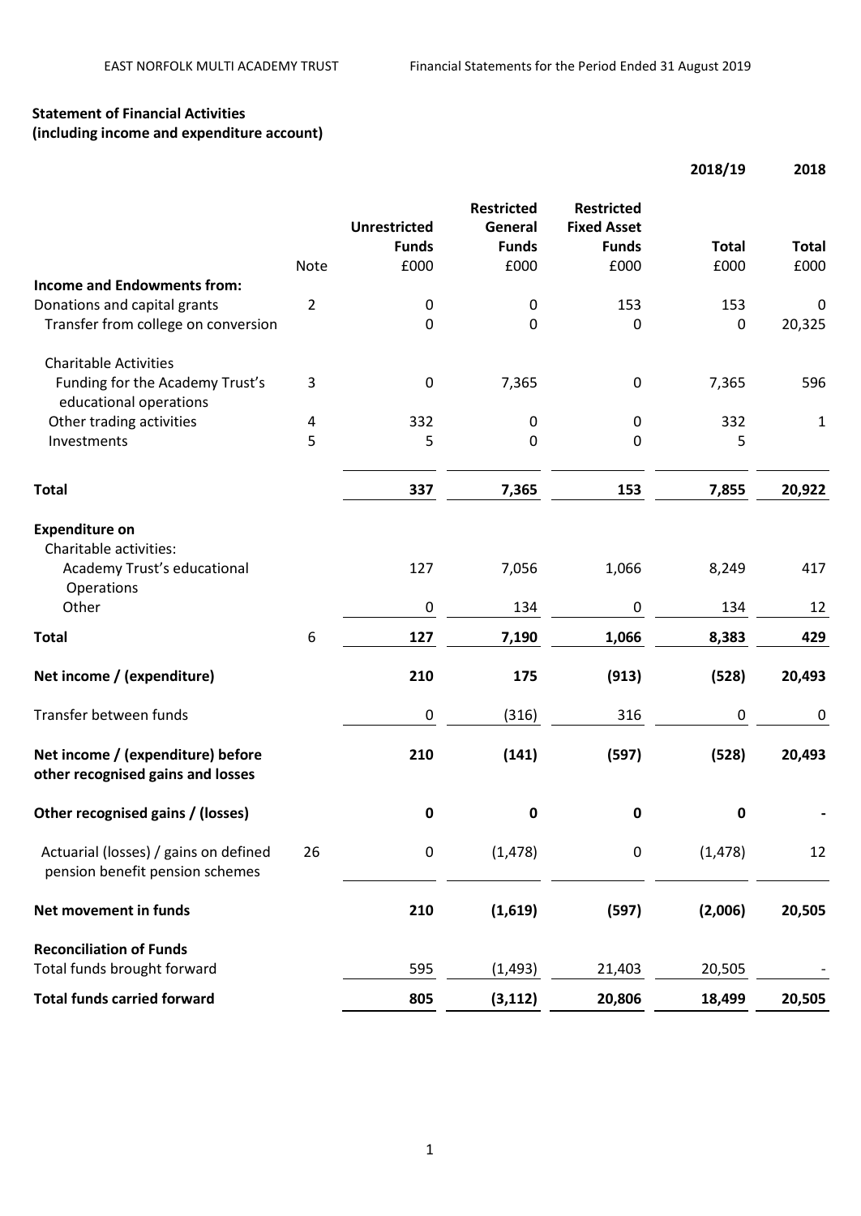## Statement of Financial Activities
### (including income and expenditure account)

| | Note | Unrestricted Funds £000 | Restricted General Funds £000 | Restricted Fixed Asset Funds £000 | 2018/19 Total £000 | 2018 Total £000 |
|---|---|---|---|---|---|---|
| **Income and Endowments from:** | | | | | | |
| Donations and capital grants | 2 | 0 | 0 | 153 | 153 | 0 |
| Transfer from college on conversion | | 0 | 0 | 0 | 0 | 20,325 |
| Charitable Activities | | | | | | |
| Funding for the Academy Trust's educational operations | 3 | 0 | 7,365 | 0 | 7,365 | 596 |
| Other trading activities | 4 | 332 | 0 | 0 | 332 | 1 |
| Investments | 5 | 5 | 0 | 0 | 5 | |
| **Total** | | **337** | **7,365** | **153** | **7,855** | **20,922** |
| **Expenditure on** | | | | | | |
| Charitable activities: | | | | | | |
| Academy Trust's educational Operations | | 127 | 7,056 | 1,066 | 8,249 | 417 |
| Other | | 0 | 134 | 0 | 134 | 12 |
| **Total** | 6 | **127** | **7,190** | **1,066** | **8,383** | **429** |
| **Net income / (expenditure)** | | **210** | **175** | **(913)** | **(528)** | **20,493** |
| Transfer between funds | | 0 | (316) | 316 | 0 | 0 |
| **Net income / (expenditure) before other recognised gains and losses** | | **210** | **(141)** | **(597)** | **(528)** | **20,493** |
| **Other recognised gains / (losses)** | | **0** | **0** | **0** | **0** | **-** |
| Actuarial (losses) / gains on defined pension benefit pension schemes | 26 | 0 | (1,478) | 0 | (1,478) | 12 |
| **Net movement in funds** | | **210** | **(1,619)** | **(597)** | **(2,006)** | **20,505** |
| **Reconciliation of Funds** | | | | | | |
| Total funds brought forward | | 595 | (1,493) | 21,403 | 20,505 | - |
| **Total funds carried forward** | | **805** | **(3,112)** | **20,806** | **18,499** | **20,505** |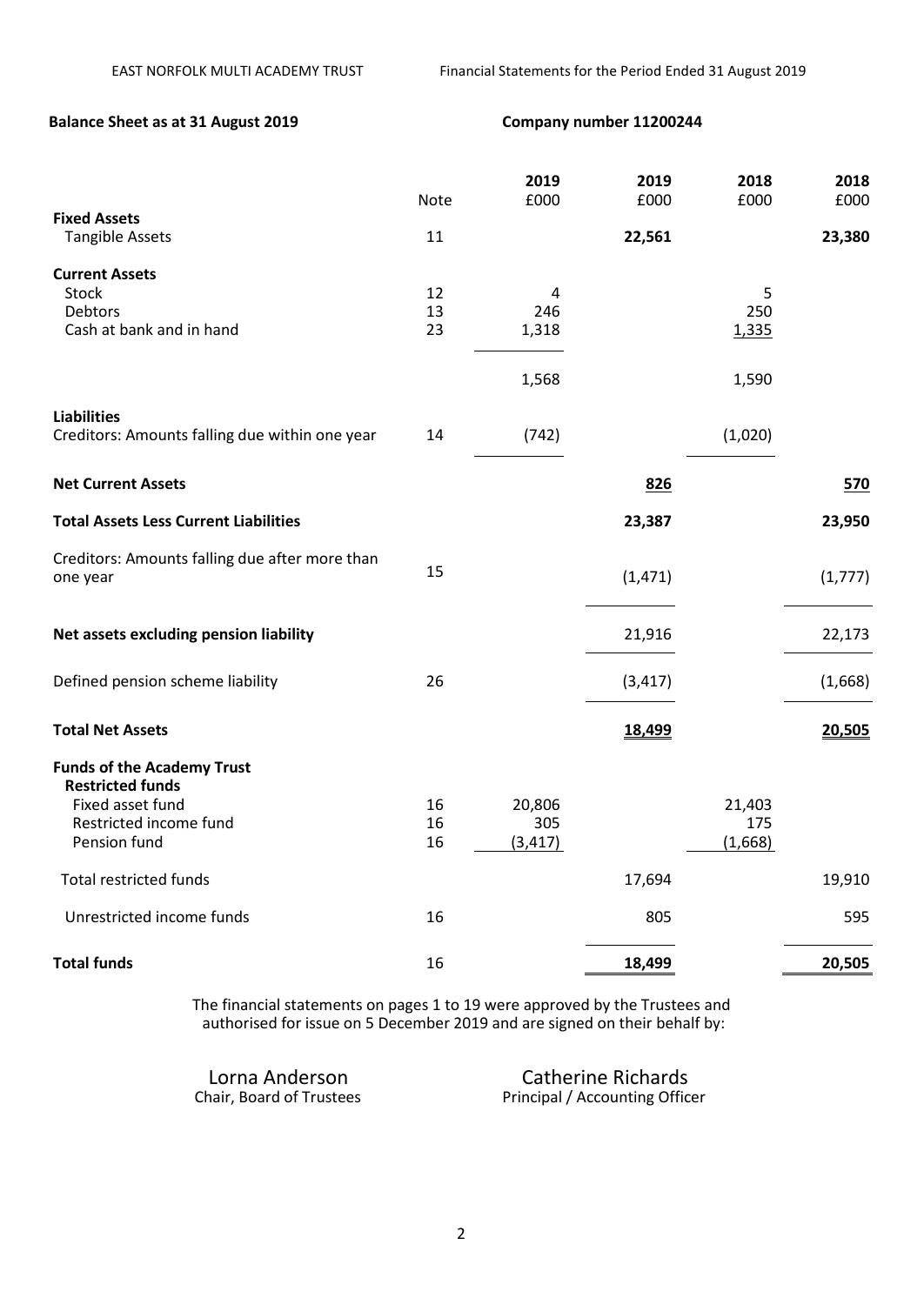**Balance Sheet as at 31 August 2019** **Company number 11200244**

| | Note | 2019 £000 | 2019 £000 | 2018 £000 | 2018 £000 |
|---|---|---|---|---|---|
| **Fixed Assets** | | | | | |
| Tangible Assets | 11 | | **22,561** | | **23,380** |
| **Current Assets** | | | | | |
| Stock | 12 | 4 | | 5 | |
| Debtors | 13 | 246 | | 250 | |
| Cash at bank and in hand | 23 | 1,318 | | 1,335 | |
| | | 1,568 | | 1,590 | |
| **Liabilities** | | | | | |
| Creditors: Amounts falling due within one year | 14 | (742) | | (1,020) | |
| **Net Current Assets** | | | **826** | | **570** |
| **Total Assets Less Current Liabilities** | | | **23,387** | | **23,950** |
| Creditors: Amounts falling due after more than one year | 15 | | (1,471) | | (1,777) |
| **Net assets excluding pension liability** | | | 21,916 | | 22,173 |
| Defined pension scheme liability | 26 | | (3,417) | | (1,668) |
| **Total Net Assets** | | | **18,499** | | **20,505** |
| **Funds of the Academy Trust** | | | | | |
| **Restricted funds** | | | | | |
| Fixed asset fund | 16 | 20,806 | | 21,403 | |
| Restricted income fund | 16 | 305 | | 175 | |
| Pension fund | 16 | (3,417) | | (1,668) | |
| Total restricted funds | | | 17,694 | | 19,910 |
| Unrestricted income funds | 16 | | 805 | | 595 |
| **Total funds** | 16 | | **18,499** | | **20,505** |

The financial statements on pages 1 to 19 were approved by the Trustees and authorised for issue on 5 December 2019 and are signed on their behalf by:

Lorna Anderson
Chair, Board of Trustees

Catherine Richards
Principal / Accounting Officer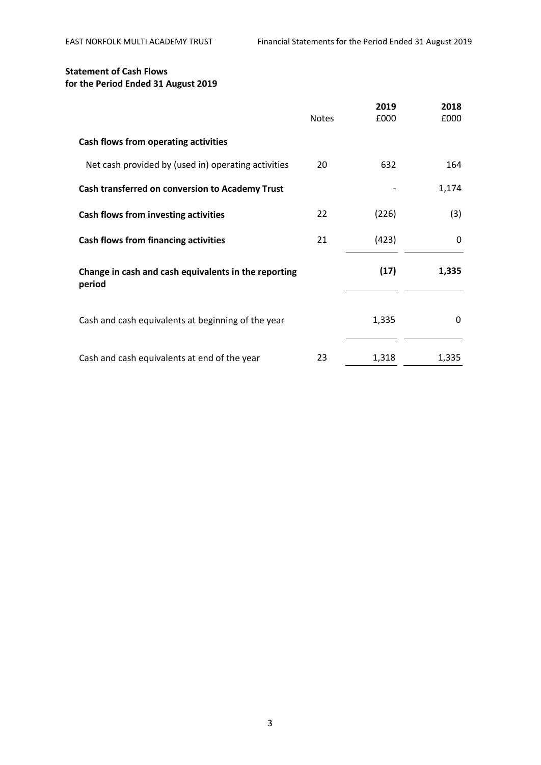**Statement of Cash Flows**
**for the Period Ended 31 August 2019**

| | Notes | 2019 £000 | 2018 £000 |
|---|---|---|---|
| **Cash flows from operating activities** | | | |
| Net cash provided by (used in) operating activities | 20 | 632 | 164 |
| **Cash transferred on conversion to Academy Trust** | | - | 1,174 |
| **Cash flows from investing activities** | 22 | (226) | (3) |
| **Cash flows from financing activities** | 21 | (423) | 0 |
| **Change in cash and cash equivalents in the reporting period** | | **(17)** | **1,335** |
| Cash and cash equivalents at beginning of the year | | 1,335 | 0 |
| Cash and cash equivalents at end of the year | 23 | 1,318 | 1,335 |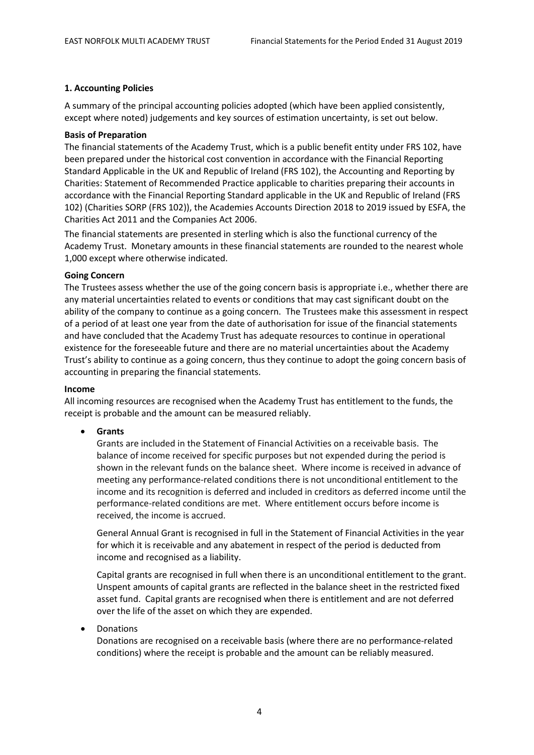## 1. Accounting Policies

A summary of the principal accounting policies adopted (which have been applied consistently, except where noted) judgements and key sources of estimation uncertainty, is set out below.

**Basis of Preparation**

The financial statements of the Academy Trust, which is a public benefit entity under FRS 102, have been prepared under the historical cost convention in accordance with the Financial Reporting Standard Applicable in the UK and Republic of Ireland (FRS 102), the Accounting and Reporting by Charities: Statement of Recommended Practice applicable to charities preparing their accounts in accordance with the Financial Reporting Standard applicable in the UK and Republic of Ireland (FRS 102) (Charities SORP (FRS 102)), the Academies Accounts Direction 2018 to 2019 issued by ESFA, the Charities Act 2011 and the Companies Act 2006.

The financial statements are presented in sterling which is also the functional currency of the Academy Trust. Monetary amounts in these financial statements are rounded to the nearest whole 1,000 except where otherwise indicated.

**Going Concern**

The Trustees assess whether the use of the going concern basis is appropriate i.e., whether there are any material uncertainties related to events or conditions that may cast significant doubt on the ability of the company to continue as a going concern. The Trustees make this assessment in respect of a period of at least one year from the date of authorisation for issue of the financial statements and have concluded that the Academy Trust has adequate resources to continue in operational existence for the foreseeable future and there are no material uncertainties about the Academy Trust's ability to continue as a going concern, thus they continue to adopt the going concern basis of accounting in preparing the financial statements.

**Income**

All incoming resources are recognised when the Academy Trust has entitlement to the funds, the receipt is probable and the amount can be measured reliably.

- **Grants**

  Grants are included in the Statement of Financial Activities on a receivable basis. The balance of income received for specific purposes but not expended during the period is shown in the relevant funds on the balance sheet. Where income is received in advance of meeting any performance-related conditions there is not unconditional entitlement to the income and its recognition is deferred and included in creditors as deferred income until the performance-related conditions are met. Where entitlement occurs before income is received, the income is accrued.

  General Annual Grant is recognised in full in the Statement of Financial Activities in the year for which it is receivable and any abatement in respect of the period is deducted from income and recognised as a liability.

  Capital grants are recognised in full when there is an unconditional entitlement to the grant. Unspent amounts of capital grants are reflected in the balance sheet in the restricted fixed asset fund. Capital grants are recognised when there is entitlement and are not deferred over the life of the asset on which they are expended.

- Donations

  Donations are recognised on a receivable basis (where there are no performance-related conditions) where the receipt is probable and the amount can be reliably measured.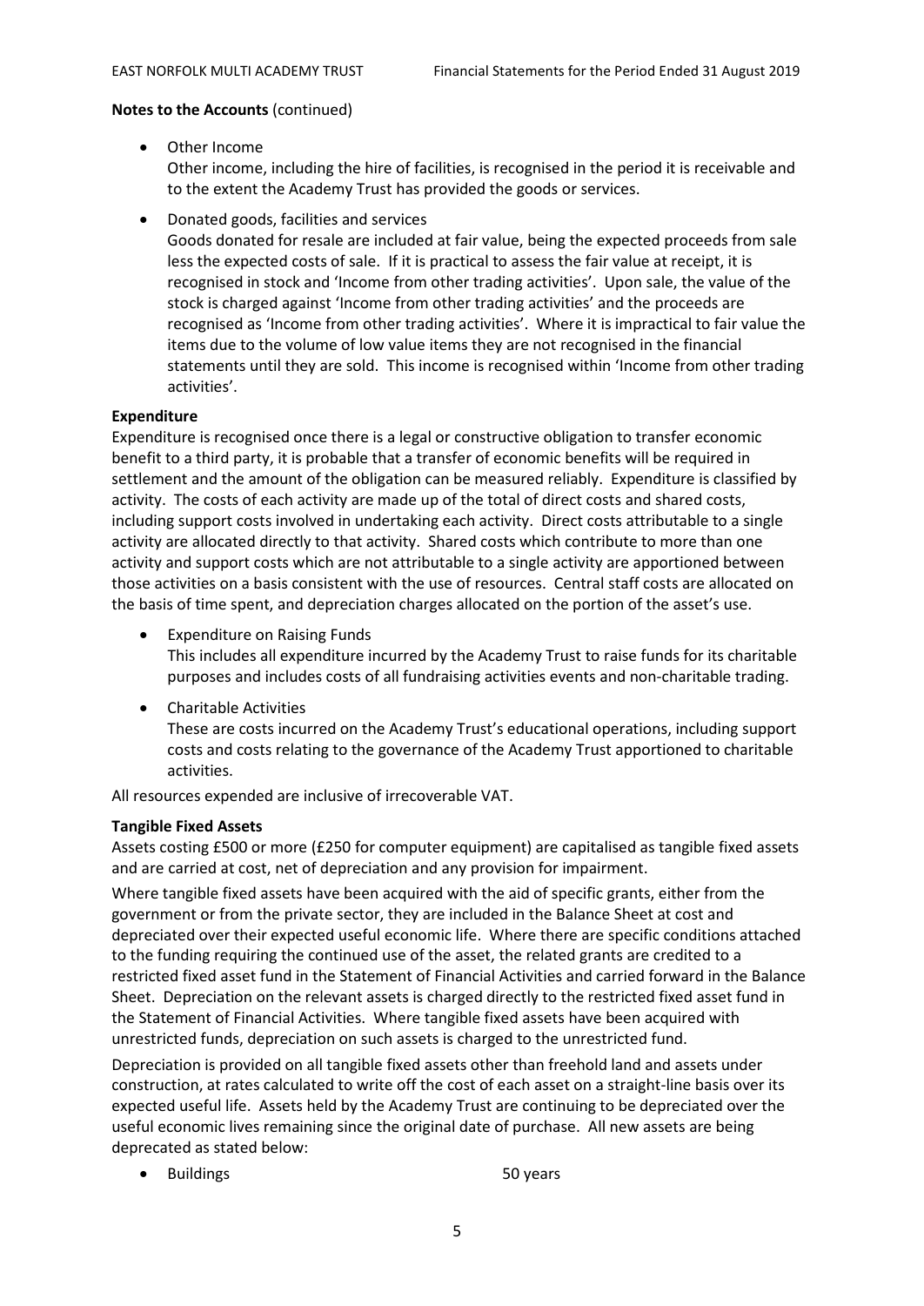**Notes to the Accounts** (continued)

- Other Income
  Other income, including the hire of facilities, is recognised in the period it is receivable and to the extent the Academy Trust has provided the goods or services.

- Donated goods, facilities and services
  Goods donated for resale are included at fair value, being the expected proceeds from sale less the expected costs of sale. If it is practical to assess the fair value at receipt, it is recognised in stock and 'Income from other trading activities'. Upon sale, the value of the stock is charged against 'Income from other trading activities' and the proceeds are recognised as 'Income from other trading activities'. Where it is impractical to fair value the items due to the volume of low value items they are not recognised in the financial statements until they are sold. This income is recognised within 'Income from other trading activities'.

**Expenditure**

Expenditure is recognised once there is a legal or constructive obligation to transfer economic benefit to a third party, it is probable that a transfer of economic benefits will be required in settlement and the amount of the obligation can be measured reliably. Expenditure is classified by activity. The costs of each activity are made up of the total of direct costs and shared costs, including support costs involved in undertaking each activity. Direct costs attributable to a single activity are allocated directly to that activity. Shared costs which contribute to more than one activity and support costs which are not attributable to a single activity are apportioned between those activities on a basis consistent with the use of resources. Central staff costs are allocated on the basis of time spent, and depreciation charges allocated on the portion of the asset's use.

- Expenditure on Raising Funds
  This includes all expenditure incurred by the Academy Trust to raise funds for its charitable purposes and includes costs of all fundraising activities events and non-charitable trading.

- Charitable Activities
  These are costs incurred on the Academy Trust's educational operations, including support costs and costs relating to the governance of the Academy Trust apportioned to charitable activities.

All resources expended are inclusive of irrecoverable VAT.

**Tangible Fixed Assets**

Assets costing £500 or more (£250 for computer equipment) are capitalised as tangible fixed assets and are carried at cost, net of depreciation and any provision for impairment.

Where tangible fixed assets have been acquired with the aid of specific grants, either from the government or from the private sector, they are included in the Balance Sheet at cost and depreciated over their expected useful economic life. Where there are specific conditions attached to the funding requiring the continued use of the asset, the related grants are credited to a restricted fixed asset fund in the Statement of Financial Activities and carried forward in the Balance Sheet. Depreciation on the relevant assets is charged directly to the restricted fixed asset fund in the Statement of Financial Activities. Where tangible fixed assets have been acquired with unrestricted funds, depreciation on such assets is charged to the unrestricted fund.

Depreciation is provided on all tangible fixed assets other than freehold land and assets under construction, at rates calculated to write off the cost of each asset on a straight-line basis over its expected useful life. Assets held by the Academy Trust are continuing to be depreciated over the useful economic lives remaining since the original date of purchase. All new assets are being deprecated as stated below:

- Buildings 50 years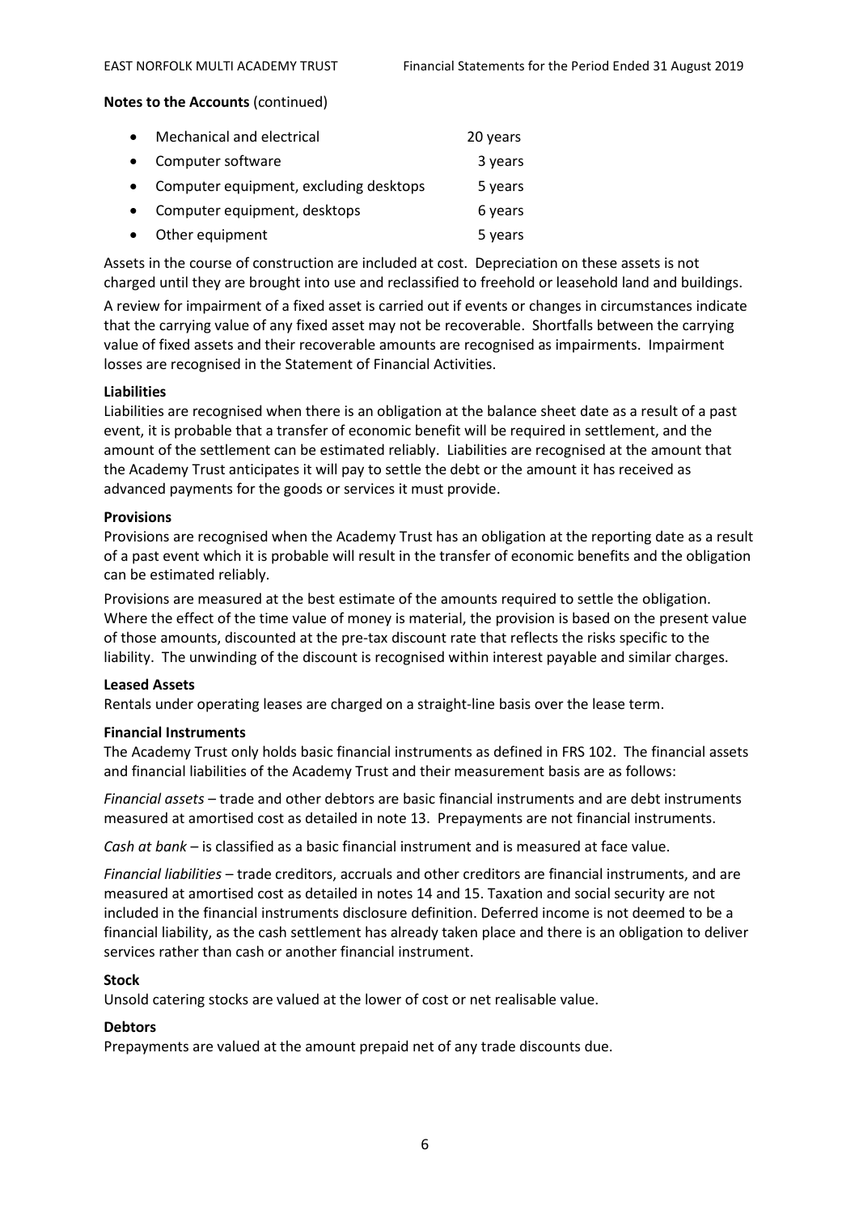**Notes to the Accounts** (continued)

- Mechanical and electrical 20 years
- Computer software 3 years
- Computer equipment, excluding desktops 5 years
- Computer equipment, desktops 6 years
- Other equipment 5 years

Assets in the course of construction are included at cost. Depreciation on these assets is not charged until they are brought into use and reclassified to freehold or leasehold land and buildings.

A review for impairment of a fixed asset is carried out if events or changes in circumstances indicate that the carrying value of any fixed asset may not be recoverable. Shortfalls between the carrying value of fixed assets and their recoverable amounts are recognised as impairments. Impairment losses are recognised in the Statement of Financial Activities.

**Liabilities**

Liabilities are recognised when there is an obligation at the balance sheet date as a result of a past event, it is probable that a transfer of economic benefit will be required in settlement, and the amount of the settlement can be estimated reliably. Liabilities are recognised at the amount that the Academy Trust anticipates it will pay to settle the debt or the amount it has received as advanced payments for the goods or services it must provide.

**Provisions**

Provisions are recognised when the Academy Trust has an obligation at the reporting date as a result of a past event which it is probable will result in the transfer of economic benefits and the obligation can be estimated reliably.

Provisions are measured at the best estimate of the amounts required to settle the obligation. Where the effect of the time value of money is material, the provision is based on the present value of those amounts, discounted at the pre-tax discount rate that reflects the risks specific to the liability. The unwinding of the discount is recognised within interest payable and similar charges.

**Leased Assets**

Rentals under operating leases are charged on a straight-line basis over the lease term.

**Financial Instruments**

The Academy Trust only holds basic financial instruments as defined in FRS 102. The financial assets and financial liabilities of the Academy Trust and their measurement basis are as follows:

*Financial assets* – trade and other debtors are basic financial instruments and are debt instruments measured at amortised cost as detailed in note 13. Prepayments are not financial instruments.

*Cash at bank* – is classified as a basic financial instrument and is measured at face value.

*Financial liabilities* – trade creditors, accruals and other creditors are financial instruments, and are measured at amortised cost as detailed in notes 14 and 15. Taxation and social security are not included in the financial instruments disclosure definition. Deferred income is not deemed to be a financial liability, as the cash settlement has already taken place and there is an obligation to deliver services rather than cash or another financial instrument.

**Stock**

Unsold catering stocks are valued at the lower of cost or net realisable value.

**Debtors**

Prepayments are valued at the amount prepaid net of any trade discounts due.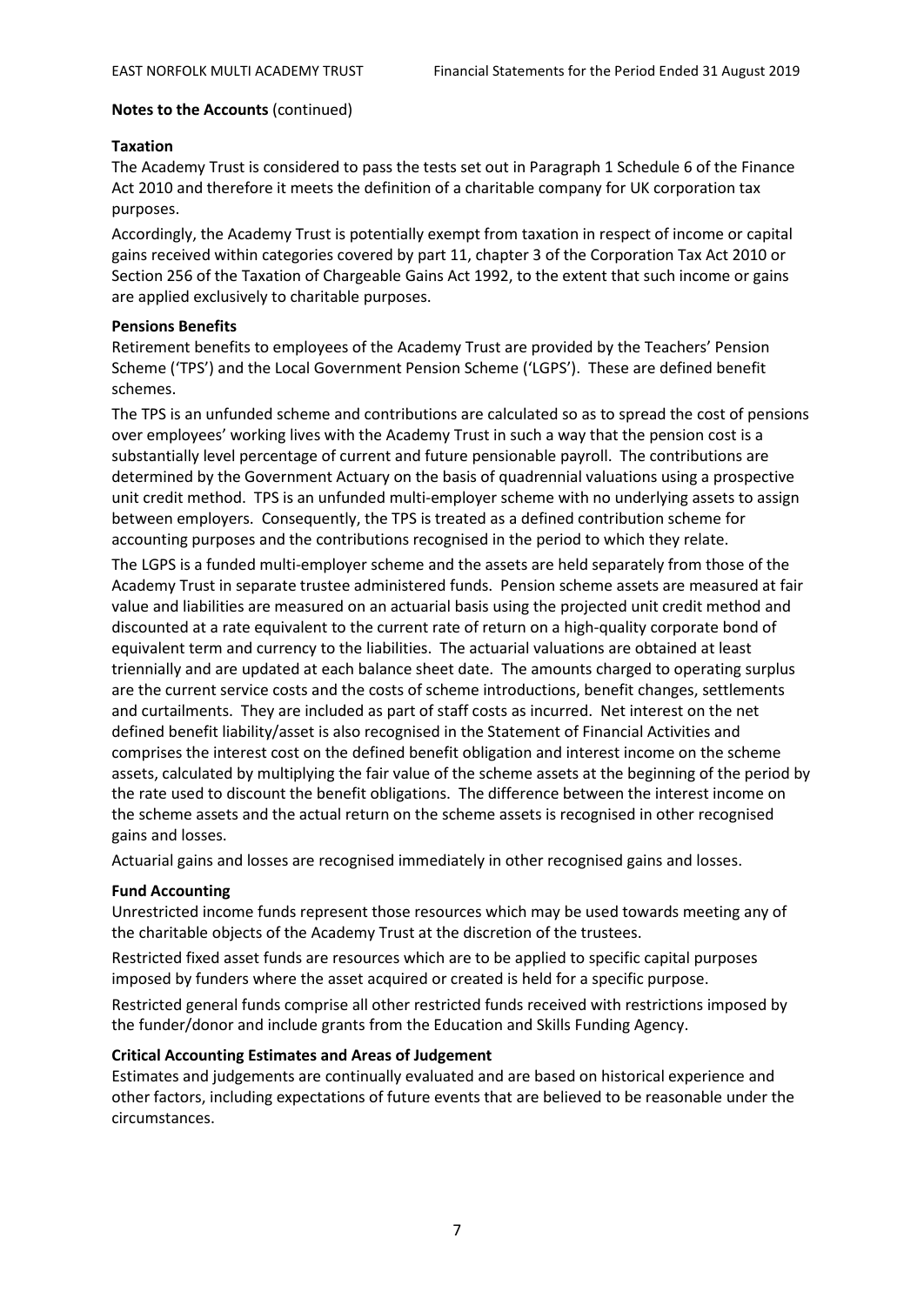**Notes to the Accounts** (continued)

**Taxation**

The Academy Trust is considered to pass the tests set out in Paragraph 1 Schedule 6 of the Finance Act 2010 and therefore it meets the definition of a charitable company for UK corporation tax purposes.

Accordingly, the Academy Trust is potentially exempt from taxation in respect of income or capital gains received within categories covered by part 11, chapter 3 of the Corporation Tax Act 2010 or Section 256 of the Taxation of Chargeable Gains Act 1992, to the extent that such income or gains are applied exclusively to charitable purposes.

**Pensions Benefits**

Retirement benefits to employees of the Academy Trust are provided by the Teachers' Pension Scheme ('TPS') and the Local Government Pension Scheme ('LGPS'). These are defined benefit schemes.

The TPS is an unfunded scheme and contributions are calculated so as to spread the cost of pensions over employees' working lives with the Academy Trust in such a way that the pension cost is a substantially level percentage of current and future pensionable payroll. The contributions are determined by the Government Actuary on the basis of quadrennial valuations using a prospective unit credit method. TPS is an unfunded multi-employer scheme with no underlying assets to assign between employers. Consequently, the TPS is treated as a defined contribution scheme for accounting purposes and the contributions recognised in the period to which they relate.

The LGPS is a funded multi-employer scheme and the assets are held separately from those of the Academy Trust in separate trustee administered funds. Pension scheme assets are measured at fair value and liabilities are measured on an actuarial basis using the projected unit credit method and discounted at a rate equivalent to the current rate of return on a high-quality corporate bond of equivalent term and currency to the liabilities. The actuarial valuations are obtained at least triennially and are updated at each balance sheet date. The amounts charged to operating surplus are the current service costs and the costs of scheme introductions, benefit changes, settlements and curtailments. They are included as part of staff costs as incurred. Net interest on the net defined benefit liability/asset is also recognised in the Statement of Financial Activities and comprises the interest cost on the defined benefit obligation and interest income on the scheme assets, calculated by multiplying the fair value of the scheme assets at the beginning of the period by the rate used to discount the benefit obligations. The difference between the interest income on the scheme assets and the actual return on the scheme assets is recognised in other recognised gains and losses.

Actuarial gains and losses are recognised immediately in other recognised gains and losses.

**Fund Accounting**

Unrestricted income funds represent those resources which may be used towards meeting any of the charitable objects of the Academy Trust at the discretion of the trustees.

Restricted fixed asset funds are resources which are to be applied to specific capital purposes imposed by funders where the asset acquired or created is held for a specific purpose.

Restricted general funds comprise all other restricted funds received with restrictions imposed by the funder/donor and include grants from the Education and Skills Funding Agency.

**Critical Accounting Estimates and Areas of Judgement**

Estimates and judgements are continually evaluated and are based on historical experience and other factors, including expectations of future events that are believed to be reasonable under the circumstances.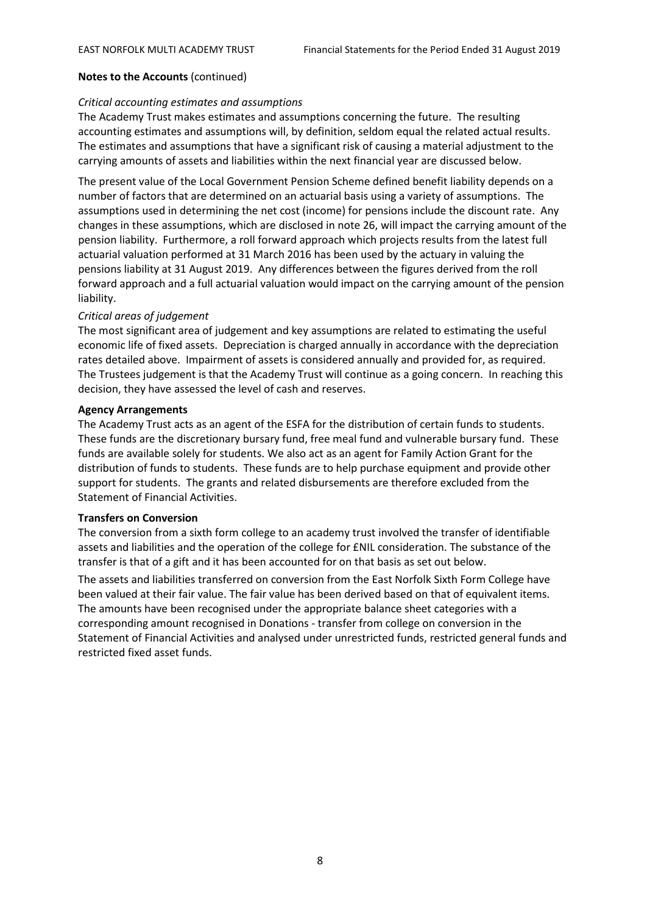**Notes to the Accounts** (continued)

*Critical accounting estimates and assumptions*

The Academy Trust makes estimates and assumptions concerning the future. The resulting accounting estimates and assumptions will, by definition, seldom equal the related actual results. The estimates and assumptions that have a significant risk of causing a material adjustment to the carrying amounts of assets and liabilities within the next financial year are discussed below.

The present value of the Local Government Pension Scheme defined benefit liability depends on a number of factors that are determined on an actuarial basis using a variety of assumptions. The assumptions used in determining the net cost (income) for pensions include the discount rate. Any changes in these assumptions, which are disclosed in note 26, will impact the carrying amount of the pension liability. Furthermore, a roll forward approach which projects results from the latest full actuarial valuation performed at 31 March 2016 has been used by the actuary in valuing the pensions liability at 31 August 2019. Any differences between the figures derived from the roll forward approach and a full actuarial valuation would impact on the carrying amount of the pension liability.

*Critical areas of judgement*

The most significant area of judgement and key assumptions are related to estimating the useful economic life of fixed assets. Depreciation is charged annually in accordance with the depreciation rates detailed above. Impairment of assets is considered annually and provided for, as required. The Trustees judgement is that the Academy Trust will continue as a going concern. In reaching this decision, they have assessed the level of cash and reserves.

**Agency Arrangements**

The Academy Trust acts as an agent of the ESFA for the distribution of certain funds to students. These funds are the discretionary bursary fund, free meal fund and vulnerable bursary fund. These funds are available solely for students. We also act as an agent for Family Action Grant for the distribution of funds to students. These funds are to help purchase equipment and provide other support for students. The grants and related disbursements are therefore excluded from the Statement of Financial Activities.

**Transfers on Conversion**

The conversion from a sixth form college to an academy trust involved the transfer of identifiable assets and liabilities and the operation of the college for £NIL consideration. The substance of the transfer is that of a gift and it has been accounted for on that basis as set out below.

The assets and liabilities transferred on conversion from the East Norfolk Sixth Form College have been valued at their fair value. The fair value has been derived based on that of equivalent items. The amounts have been recognised under the appropriate balance sheet categories with a corresponding amount recognised in Donations - transfer from college on conversion in the Statement of Financial Activities and analysed under unrestricted funds, restricted general funds and restricted fixed asset funds.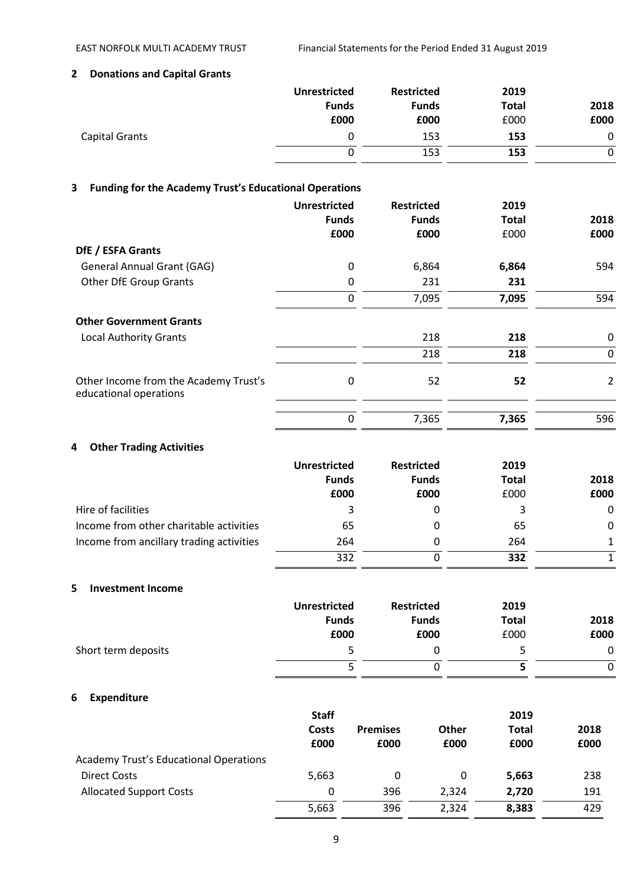## 2 Donations and Capital Grants

| | Unrestricted Funds £000 | Restricted Funds £000 | 2019 Total £000 | 2018 £000 |
|---|---|---|---|---|
| Capital Grants | 0 | 153 | **153** | 0 |
| | 0 | 153 | **153** | 0 |

## 3 Funding for the Academy Trust's Educational Operations

| | Unrestricted Funds £000 | Restricted Funds £000 | 2019 Total £000 | 2018 £000 |
|---|---|---|---|---|
| **DfE / ESFA Grants** | | | | |
| General Annual Grant (GAG) | 0 | 6,864 | **6,864** | 594 |
| Other DfE Group Grants | 0 | 231 | **231** | |
| | 0 | 7,095 | **7,095** | 594 |
| **Other Government Grants** | | | | |
| Local Authority Grants | | 218 | **218** | 0 |
| | | 218 | **218** | 0 |
| Other Income from the Academy Trust's educational operations | 0 | 52 | **52** | 2 |
| | 0 | 7,365 | **7,365** | 596 |

## 4 Other Trading Activities

| | Unrestricted Funds £000 | Restricted Funds £000 | 2019 Total £000 | 2018 £000 |
|---|---|---|---|---|
| Hire of facilities | 3 | 0 | 3 | 0 |
| Income from other charitable activities | 65 | 0 | 65 | 0 |
| Income from ancillary trading activities | 264 | 0 | 264 | 1 |
| | 332 | 0 | **332** | 1 |

## 5 Investment Income

| | Unrestricted Funds £000 | Restricted Funds £000 | 2019 Total £000 | 2018 £000 |
|---|---|---|---|---|
| Short term deposits | 5 | 0 | 5 | 0 |
| | 5 | 0 | **5** | 0 |

## 6 Expenditure

| | Staff Costs £000 | Premises £000 | Other £000 | 2019 Total £000 | 2018 £000 |
|---|---|---|---|---|---|
| Academy Trust's Educational Operations | | | | | |
| Direct Costs | 5,663 | 0 | 0 | **5,663** | 238 |
| Allocated Support Costs | 0 | 396 | 2,324 | **2,720** | 191 |
| | 5,663 | 396 | 2,324 | **8,383** | 429 |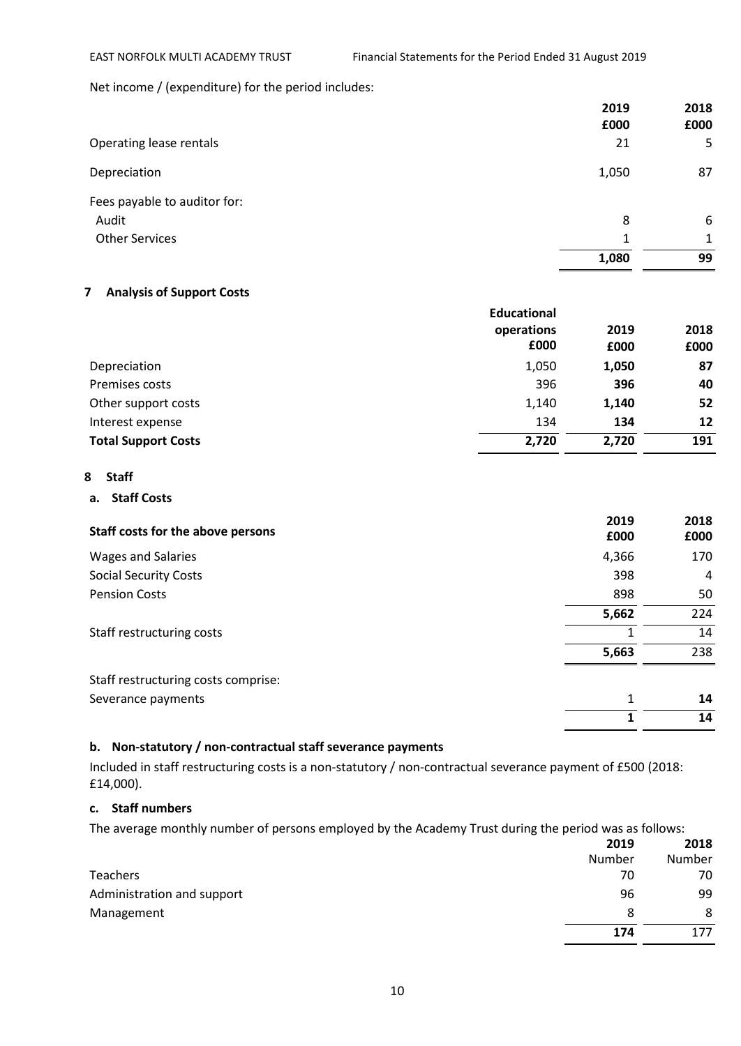Net income / (expenditure) for the period includes:

| | 2019 £000 | 2018 £000 |
|---|---|---|
| Operating lease rentals | 21 | 5 |
| Depreciation | 1,050 | 87 |
| Fees payable to auditor for: | | |
| Audit | 8 | 6 |
| Other Services | 1 | 1 |
| | **1,080** | **99** |

## 7 Analysis of Support Costs

| | Educational operations £000 | 2019 £000 | 2018 £000 |
|---|---|---|---|
| Depreciation | 1,050 | **1,050** | **87** |
| Premises costs | 396 | **396** | **40** |
| Other support costs | 1,140 | **1,140** | **52** |
| Interest expense | 134 | **134** | **12** |
| **Total Support Costs** | **2,720** | **2,720** | **191** |

## 8 Staff

### a. Staff Costs

| **Staff costs for the above persons** | 2019 £000 | 2018 £000 |
|---|---|---|
| Wages and Salaries | 4,366 | 170 |
| Social Security Costs | 398 | 4 |
| Pension Costs | 898 | 50 |
| | **5,662** | 224 |
| Staff restructuring costs | 1 | 14 |
| | **5,663** | 238 |
| Staff restructuring costs comprise: | | |
| Severance payments | 1 | **14** |
| | **1** | **14** |

### b. Non-statutory / non-contractual staff severance payments

Included in staff restructuring costs is a non-statutory / non-contractual severance payment of £500 (2018: £14,000).

### c. Staff numbers

The average monthly number of persons employed by the Academy Trust during the period was as follows:

| | 2019 Number | 2018 Number |
|---|---|---|
| Teachers | 70 | 70 |
| Administration and support | 96 | 99 |
| Management | 8 | 8 |
| | **174** | 177 |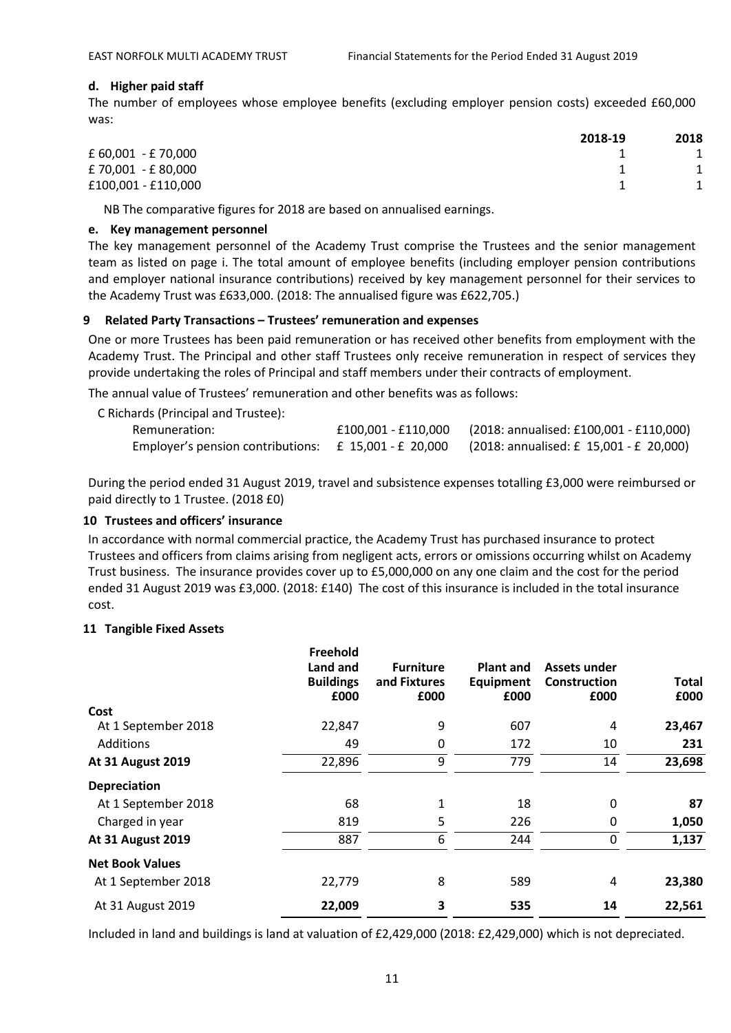### d. Higher paid staff

The number of employees whose employee benefits (excluding employer pension costs) exceeded £60,000 was:

| | 2018-19 | 2018 |
|---|---|---|
| £ 60,001 - £ 70,000 | 1 | 1 |
| £ 70,001 - £ 80,000 | 1 | 1 |
| £100,001 - £110,000 | 1 | 1 |

NB The comparative figures for 2018 are based on annualised earnings.

### e. Key management personnel

The key management personnel of the Academy Trust comprise the Trustees and the senior management team as listed on page i. The total amount of employee benefits (including employer pension contributions and employer national insurance contributions) received by key management personnel for their services to the Academy Trust was £633,000. (2018: The annualised figure was £622,705.)

## 9 Related Party Transactions – Trustees' remuneration and expenses

One or more Trustees has been paid remuneration or has received other benefits from employment with the Academy Trust. The Principal and other staff Trustees only receive remuneration in respect of services they provide undertaking the roles of Principal and staff members under their contracts of employment.

The annual value of Trustees' remuneration and other benefits was as follows:

C Richards (Principal and Trustee):

| | | |
|---|---|---|
| Remuneration: | £100,001 - £110,000 | (2018: annualised: £100,001 - £110,000) |
| Employer's pension contributions: | £ 15,001 - £ 20,000 | (2018: annualised: £ 15,001 - £ 20,000) |

During the period ended 31 August 2019, travel and subsistence expenses totalling £3,000 were reimbursed or paid directly to 1 Trustee. (2018 £0)

## 10 Trustees and officers' insurance

In accordance with normal commercial practice, the Academy Trust has purchased insurance to protect Trustees and officers from claims arising from negligent acts, errors or omissions occurring whilst on Academy Trust business. The insurance provides cover up to £5,000,000 on any one claim and the cost for the period ended 31 August 2019 was £3,000. (2018: £140) The cost of this insurance is included in the total insurance cost.

## 11 Tangible Fixed Assets

| | Freehold Land and Buildings £000 | Furniture and Fixtures £000 | Plant and Equipment £000 | Assets under Construction £000 | Total £000 |
|---|---|---|---|---|---|
| **Cost** | | | | | |
| At 1 September 2018 | 22,847 | 9 | 607 | 4 | **23,467** |
| Additions | 49 | 0 | 172 | 10 | **231** |
| **At 31 August 2019** | 22,896 | 9 | 779 | 14 | **23,698** |
| **Depreciation** | | | | | |
| At 1 September 2018 | 68 | 1 | 18 | 0 | **87** |
| Charged in year | 819 | 5 | 226 | 0 | **1,050** |
| **At 31 August 2019** | 887 | 6 | 244 | 0 | **1,137** |
| **Net Book Values** | | | | | |
| At 1 September 2018 | 22,779 | 8 | 589 | 4 | **23,380** |
| At 31 August 2019 | **22,009** | **3** | **535** | **14** | **22,561** |

Included in land and buildings is land at valuation of £2,429,000 (2018: £2,429,000) which is not depreciated.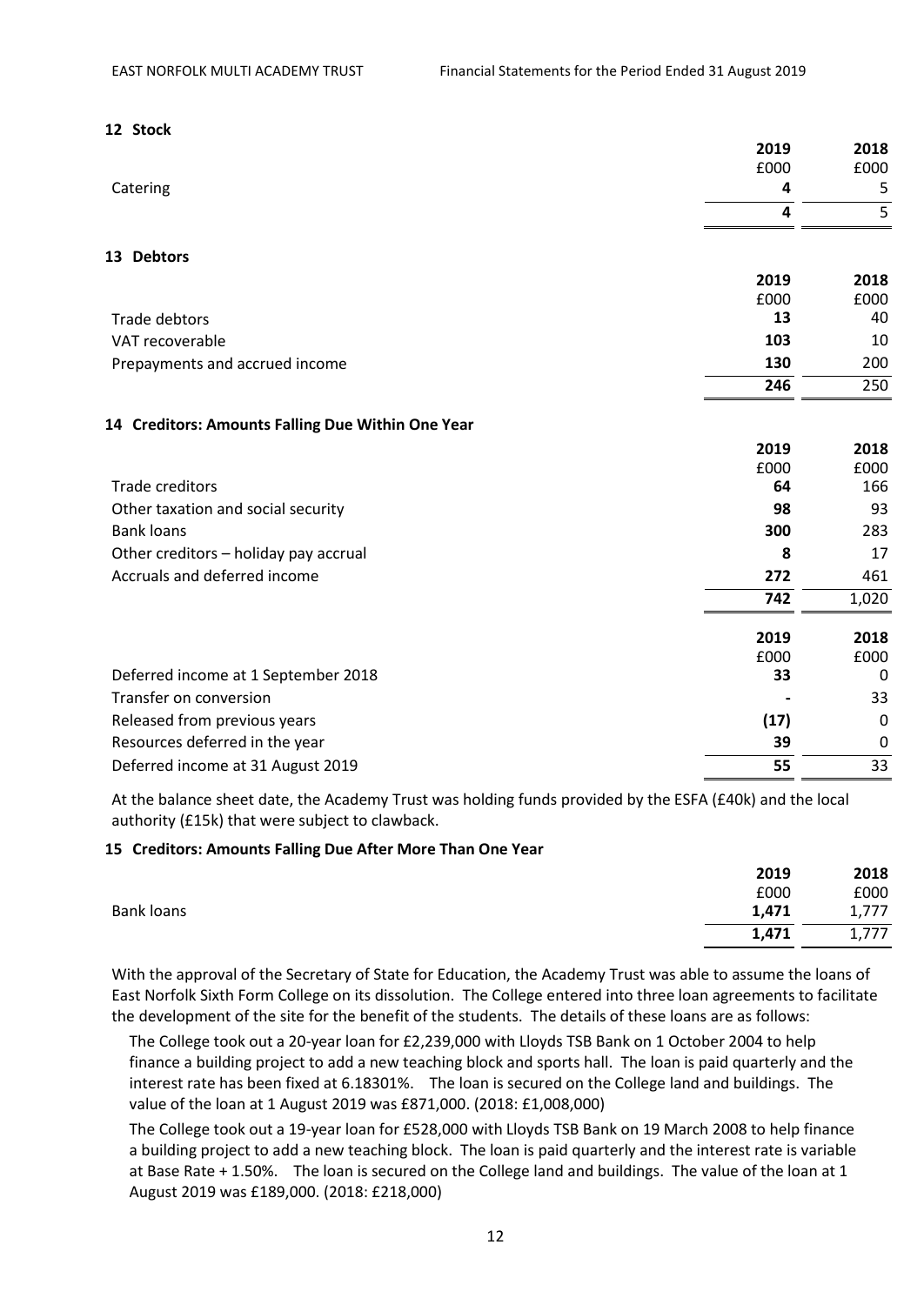## 12 Stock

| | 2019 | 2018 |
|---|---|---|
| | £000 | £000 |
| Catering | **4** | 5 |
| | **4** | 5 |

## 13 Debtors

| | 2019 | 2018 |
|---|---|---|
| | £000 | £000 |
| Trade debtors | **13** | 40 |
| VAT recoverable | **103** | 10 |
| Prepayments and accrued income | **130** | 200 |
| | **246** | 250 |

## 14 Creditors: Amounts Falling Due Within One Year

| | 2019 | 2018 |
|---|---|---|
| | £000 | £000 |
| Trade creditors | **64** | 166 |
| Other taxation and social security | **98** | 93 |
| Bank loans | **300** | 283 |
| Other creditors – holiday pay accrual | **8** | 17 |
| Accruals and deferred income | **272** | 461 |
| | **742** | 1,020 |

| | 2019 | 2018 |
|---|---|---|
| | £000 | £000 |
| Deferred income at 1 September 2018 | **33** | 0 |
| Transfer on conversion | **-** | 33 |
| Released from previous years | **(17)** | 0 |
| Resources deferred in the year | **39** | 0 |
| Deferred income at 31 August 2019 | **55** | 33 |

At the balance sheet date, the Academy Trust was holding funds provided by the ESFA (£40k) and the local authority (£15k) that were subject to clawback.

## 15 Creditors: Amounts Falling Due After More Than One Year

| | 2019 | 2018 |
|---|---|---|
| | £000 | £000 |
| Bank loans | **1,471** | 1,777 |
| | **1,471** | 1,777 |

With the approval of the Secretary of State for Education, the Academy Trust was able to assume the loans of East Norfolk Sixth Form College on its dissolution. The College entered into three loan agreements to facilitate the development of the site for the benefit of the students. The details of these loans are as follows:

The College took out a 20-year loan for £2,239,000 with Lloyds TSB Bank on 1 October 2004 to help finance a building project to add a new teaching block and sports hall. The loan is paid quarterly and the interest rate has been fixed at 6.18301%. The loan is secured on the College land and buildings. The value of the loan at 1 August 2019 was £871,000. (2018: £1,008,000)

The College took out a 19-year loan for £528,000 with Lloyds TSB Bank on 19 March 2008 to help finance a building project to add a new teaching block. The loan is paid quarterly and the interest rate is variable at Base Rate + 1.50%. The loan is secured on the College land and buildings. The value of the loan at 1 August 2019 was £189,000. (2018: £218,000)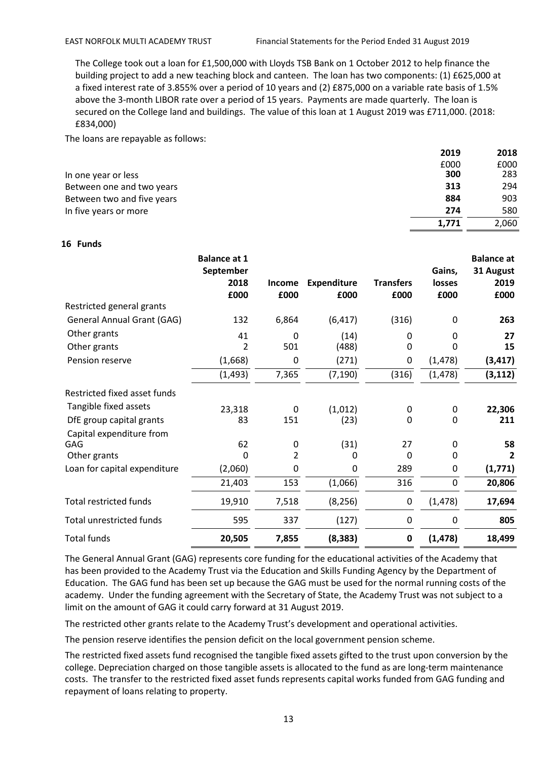The College took out a loan for £1,500,000 with Lloyds TSB Bank on 1 October 2012 to help finance the building project to add a new teaching block and canteen. The loan has two components: (1) £625,000 at a fixed interest rate of 3.855% over a period of 10 years and (2) £875,000 on a variable rate basis of 1.5% above the 3-month LIBOR rate over a period of 15 years. Payments are made quarterly. The loan is secured on the College land and buildings. The value of this loan at 1 August 2019 was £711,000. (2018: £834,000)

The loans are repayable as follows:

| | 2019 | 2018 |
|---|---|---|
| | £000 | £000 |
| In one year or less | **300** | 283 |
| Between one and two years | **313** | 294 |
| Between two and five years | **884** | 903 |
| In five years or more | **274** | 580 |
| | **1,771** | 2,060 |

## 16 Funds

| | Balance at 1 September 2018 £000 | Income £000 | Expenditure £000 | Transfers £000 | Gains, losses £000 | Balance at 31 August 2019 £000 |
|---|---|---|---|---|---|---|
| Restricted general grants | | | | | | |
| General Annual Grant (GAG) | 132 | 6,864 | (6,417) | (316) | 0 | **263** |
| Other grants | 41 | 0 | (14) | 0 | 0 | **27** |
| Other grants | 2 | 501 | (488) | 0 | 0 | **15** |
| Pension reserve | (1,668) | 0 | (271) | 0 | (1,478) | **(3,417)** |
| | (1,493) | 7,365 | (7,190) | (316) | (1,478) | **(3,112)** |
| Restricted fixed asset funds | | | | | | |
| Tangible fixed assets | 23,318 | 0 | (1,012) | 0 | 0 | **22,306** |
| DfE group capital grants | 83 | 151 | (23) | 0 | 0 | **211** |
| Capital expenditure from GAG | 62 | 0 | (31) | 27 | 0 | **58** |
| Other grants | 0 | 2 | 0 | 0 | 0 | **2** |
| Loan for capital expenditure | (2,060) | 0 | 0 | 289 | 0 | **(1,771)** |
| | 21,403 | 153 | (1,066) | 316 | 0 | **20,806** |
| Total restricted funds | 19,910 | 7,518 | (8,256) | 0 | (1,478) | **17,694** |
| Total unrestricted funds | 595 | 337 | (127) | 0 | 0 | **805** |
| Total funds | **20,505** | **7,855** | **(8,383)** | **0** | **(1,478)** | **18,499** |

The General Annual Grant (GAG) represents core funding for the educational activities of the Academy that has been provided to the Academy Trust via the Education and Skills Funding Agency by the Department of Education. The GAG fund has been set up because the GAG must be used for the normal running costs of the academy. Under the funding agreement with the Secretary of State, the Academy Trust was not subject to a limit on the amount of GAG it could carry forward at 31 August 2019.

The restricted other grants relate to the Academy Trust's development and operational activities.

The pension reserve identifies the pension deficit on the local government pension scheme.

The restricted fixed assets fund recognised the tangible fixed assets gifted to the trust upon conversion by the college. Depreciation charged on those tangible assets is allocated to the fund as are long-term maintenance costs. The transfer to the restricted fixed asset funds represents capital works funded from GAG funding and repayment of loans relating to property.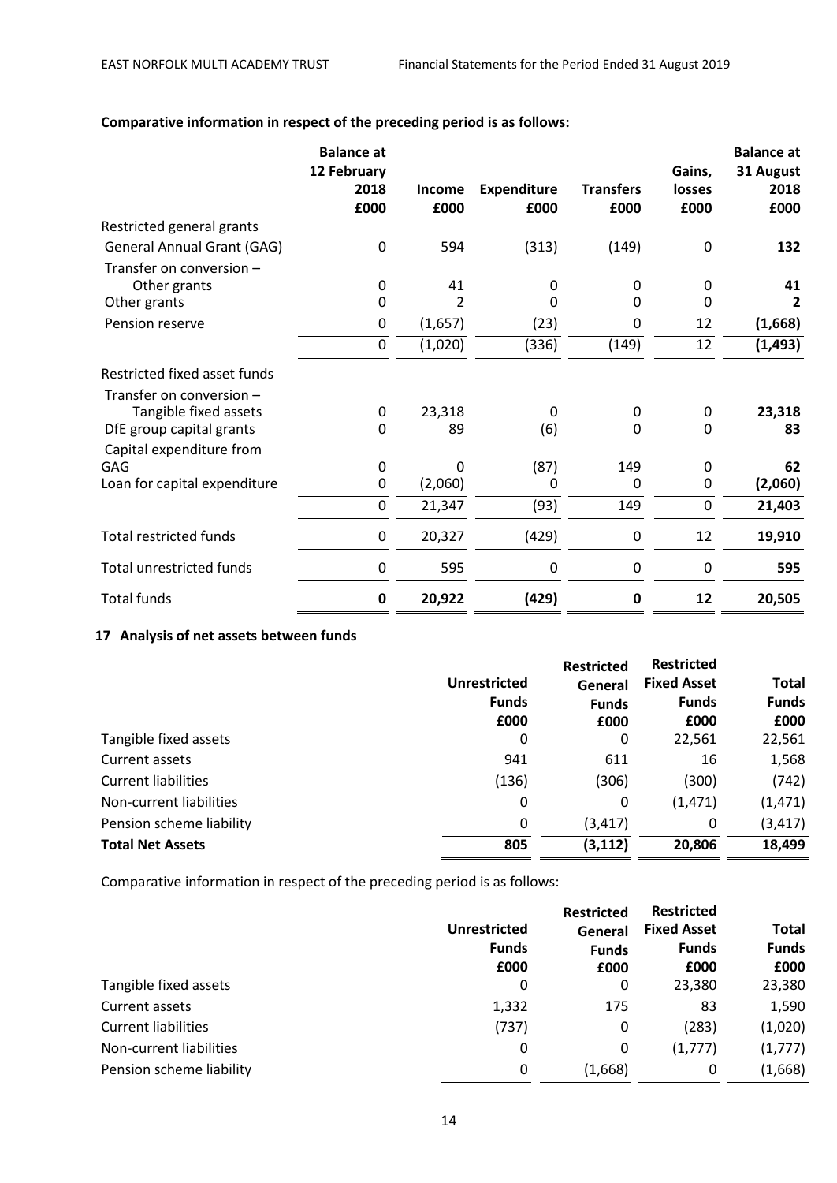**Comparative information in respect of the preceding period is as follows:**

| | Balance at 12 February 2018 £000 | Income £000 | Expenditure £000 | Transfers £000 | Gains, losses £000 | Balance at 31 August 2018 £000 |
|---|---|---|---|---|---|---|
| Restricted general grants | | | | | | |
| General Annual Grant (GAG) | 0 | 594 | (313) | (149) | 0 | **132** |
| Transfer on conversion – Other grants | 0 | 41 | 0 | 0 | 0 | **41** |
| Other grants | 0 | 2 | 0 | 0 | 0 | **2** |
| Pension reserve | 0 | (1,657) | (23) | 0 | 12 | **(1,668)** |
| | 0 | (1,020) | (336) | (149) | 12 | **(1,493)** |
| Restricted fixed asset funds | | | | | | |
| Transfer on conversion – Tangible fixed assets | 0 | 23,318 | 0 | 0 | 0 | **23,318** |
| DfE group capital grants | 0 | 89 | (6) | 0 | 0 | **83** |
| Capital expenditure from GAG | 0 | 0 | (87) | 149 | 0 | **62** |
| Loan for capital expenditure | 0 | (2,060) | 0 | 0 | 0 | **(2,060)** |
| | 0 | 21,347 | (93) | 149 | 0 | **21,403** |
| Total restricted funds | 0 | 20,327 | (429) | 0 | 12 | **19,910** |
| Total unrestricted funds | 0 | 595 | 0 | 0 | 0 | **595** |
| Total funds | **0** | **20,922** | **(429)** | **0** | **12** | **20,505** |

**17 Analysis of net assets between funds**

| | Unrestricted Funds £000 | Restricted General Funds £000 | Restricted Fixed Asset Funds £000 | Total Funds £000 |
|---|---|---|---|---|
| Tangible fixed assets | 0 | 0 | 22,561 | 22,561 |
| Current assets | 941 | 611 | 16 | 1,568 |
| Current liabilities | (136) | (306) | (300) | (742) |
| Non-current liabilities | 0 | 0 | (1,471) | (1,471) |
| Pension scheme liability | 0 | (3,417) | 0 | (3,417) |
| **Total Net Assets** | **805** | **(3,112)** | **20,806** | **18,499** |

Comparative information in respect of the preceding period is as follows:

| | Unrestricted Funds £000 | Restricted General Funds £000 | Restricted Fixed Asset Funds £000 | Total Funds £000 |
|---|---|---|---|---|
| Tangible fixed assets | 0 | 0 | 23,380 | 23,380 |
| Current assets | 1,332 | 175 | 83 | 1,590 |
| Current liabilities | (737) | 0 | (283) | (1,020) |
| Non-current liabilities | 0 | 0 | (1,777) | (1,777) |
| Pension scheme liability | 0 | (1,668) | 0 | (1,668) |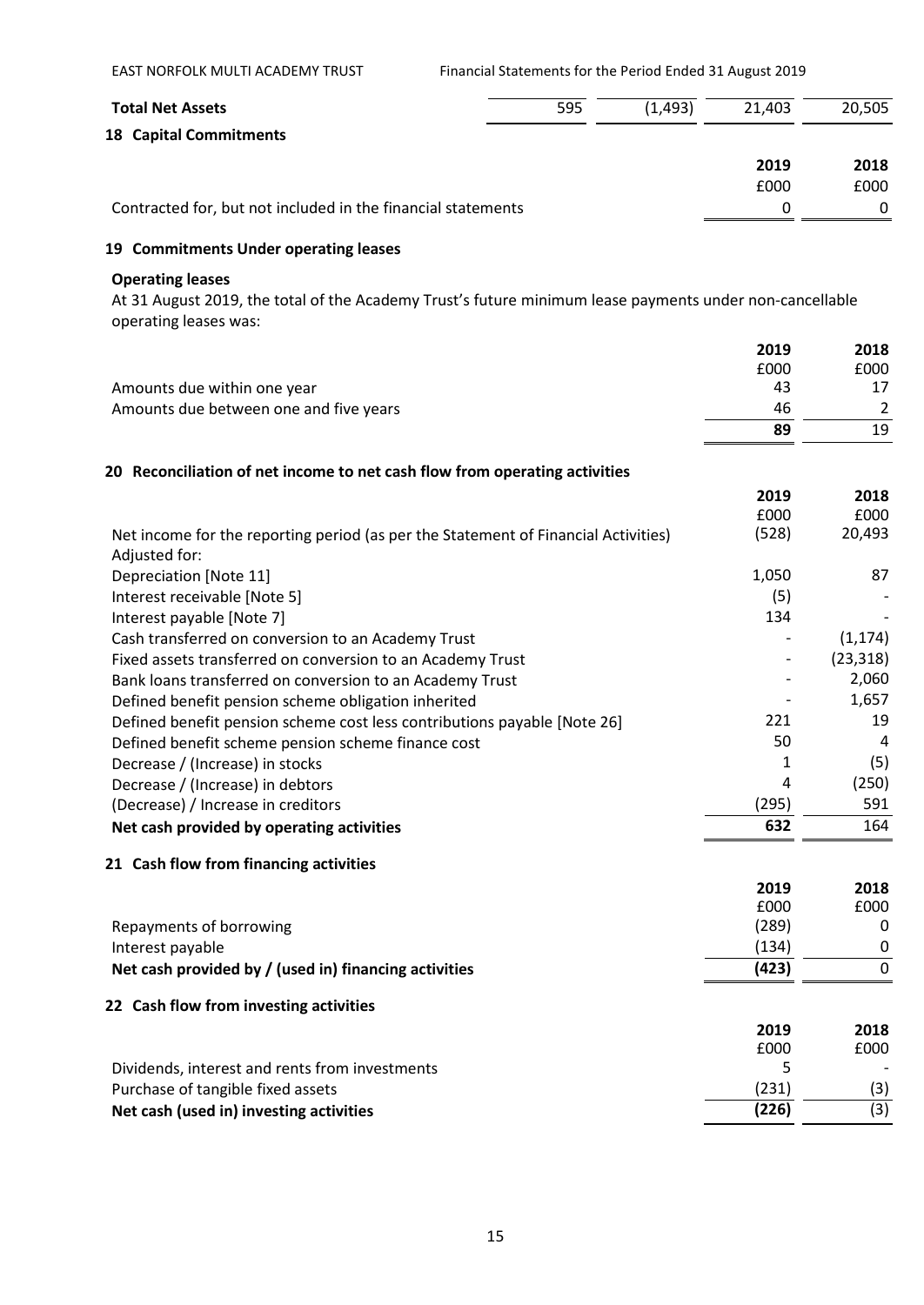| Total Net Assets | 595 | (1,493) | 21,403 | 20,505 |
|---|---|---|---|---|

## 18 Capital Commitments

| | 2019 | 2018 |
|---|---|---|
| | £000 | £000 |
| Contracted for, but not included in the financial statements | 0 | 0 |

## 19 Commitments Under operating leases

**Operating leases**

At 31 August 2019, the total of the Academy Trust's future minimum lease payments under non-cancellable operating leases was:

| | 2019 | 2018 |
|---|---|---|
| | £000 | £000 |
| Amounts due within one year | 43 | 17 |
| Amounts due between one and five years | 46 | 2 |
| | **89** | 19 |

## 20 Reconciliation of net income to net cash flow from operating activities

| | 2019 | 2018 |
|---|---|---|
| | £000 | £000 |
| Net income for the reporting period (as per the Statement of Financial Activities) | (528) | 20,493 |
| Adjusted for: | | |
| Depreciation [Note 11] | 1,050 | 87 |
| Interest receivable [Note 5] | (5) | - |
| Interest payable [Note 7] | 134 | - |
| Cash transferred on conversion to an Academy Trust | - | (1,174) |
| Fixed assets transferred on conversion to an Academy Trust | - | (23,318) |
| Bank loans transferred on conversion to an Academy Trust | - | 2,060 |
| Defined benefit pension scheme obligation inherited | - | 1,657 |
| Defined benefit pension scheme cost less contributions payable [Note 26] | 221 | 19 |
| Defined benefit scheme pension scheme finance cost | 50 | 4 |
| Decrease / (Increase) in stocks | 1 | (5) |
| Decrease / (Increase) in debtors | 4 | (250) |
| (Decrease) / Increase in creditors | (295) | 591 |
| **Net cash provided by operating activities** | **632** | 164 |

## 21 Cash flow from financing activities

| | 2019 | 2018 |
|---|---|---|
| | £000 | £000 |
| Repayments of borrowing | (289) | 0 |
| Interest payable | (134) | 0 |
| **Net cash provided by / (used in) financing activities** | **(423)** | 0 |

## 22 Cash flow from investing activities

| | 2019 | 2018 |
|---|---|---|
| | £000 | £000 |
| Dividends, interest and rents from investments | 5 | - |
| Purchase of tangible fixed assets | (231) | (3) |
| **Net cash (used in) investing activities** | **(226)** | (3) |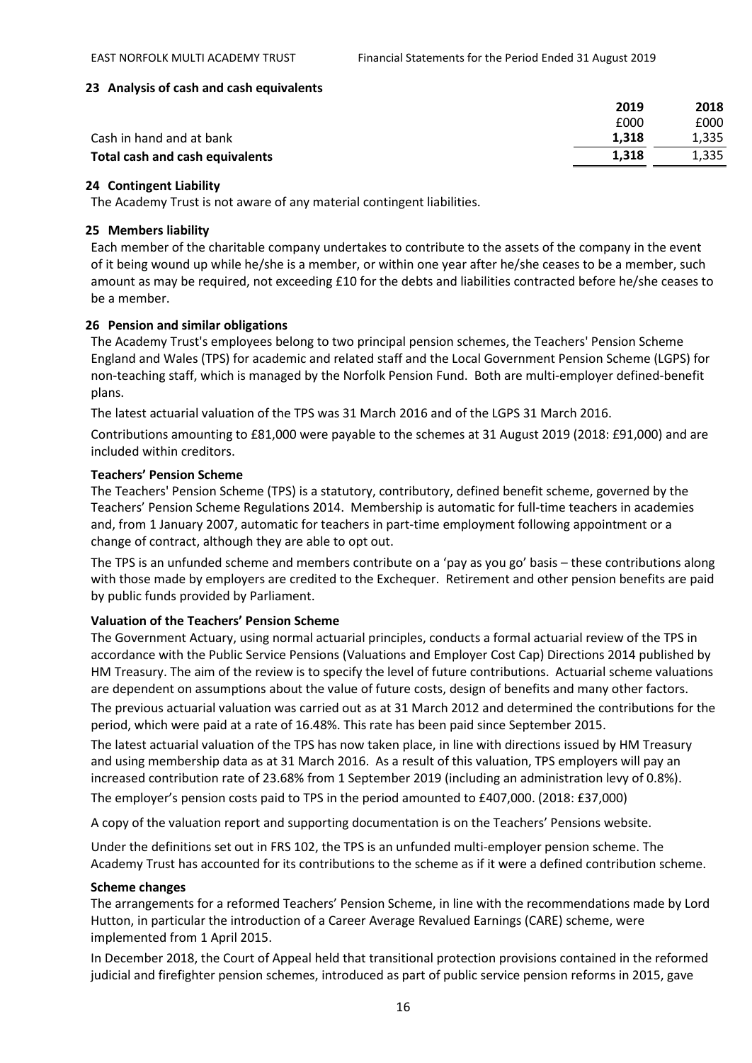### 23 Analysis of cash and cash equivalents

| | 2019 | 2018 |
|---|---|---|
| | £000 | £000 |
| Cash in hand and at bank | **1,318** | 1,335 |
| **Total cash and cash equivalents** | **1,318** | 1,335 |

### 24 Contingent Liability

The Academy Trust is not aware of any material contingent liabilities.

### 25 Members liability

Each member of the charitable company undertakes to contribute to the assets of the company in the event of it being wound up while he/she is a member, or within one year after he/she ceases to be a member, such amount as may be required, not exceeding £10 for the debts and liabilities contracted before he/she ceases to be a member.

### 26 Pension and similar obligations

The Academy Trust's employees belong to two principal pension schemes, the Teachers' Pension Scheme England and Wales (TPS) for academic and related staff and the Local Government Pension Scheme (LGPS) for non-teaching staff, which is managed by the Norfolk Pension Fund. Both are multi-employer defined-benefit plans.

The latest actuarial valuation of the TPS was 31 March 2016 and of the LGPS 31 March 2016.

Contributions amounting to £81,000 were payable to the schemes at 31 August 2019 (2018: £91,000) and are included within creditors.

**Teachers' Pension Scheme**

The Teachers' Pension Scheme (TPS) is a statutory, contributory, defined benefit scheme, governed by the Teachers' Pension Scheme Regulations 2014. Membership is automatic for full-time teachers in academies and, from 1 January 2007, automatic for teachers in part-time employment following appointment or a change of contract, although they are able to opt out.

The TPS is an unfunded scheme and members contribute on a 'pay as you go' basis – these contributions along with those made by employers are credited to the Exchequer. Retirement and other pension benefits are paid by public funds provided by Parliament.

**Valuation of the Teachers' Pension Scheme**

The Government Actuary, using normal actuarial principles, conducts a formal actuarial review of the TPS in accordance with the Public Service Pensions (Valuations and Employer Cost Cap) Directions 2014 published by HM Treasury. The aim of the review is to specify the level of future contributions. Actuarial scheme valuations are dependent on assumptions about the value of future costs, design of benefits and many other factors.

The previous actuarial valuation was carried out as at 31 March 2012 and determined the contributions for the period, which were paid at a rate of 16.48%. This rate has been paid since September 2015.

The latest actuarial valuation of the TPS has now taken place, in line with directions issued by HM Treasury and using membership data as at 31 March 2016. As a result of this valuation, TPS employers will pay an increased contribution rate of 23.68% from 1 September 2019 (including an administration levy of 0.8%).

The employer's pension costs paid to TPS in the period amounted to £407,000. (2018: £37,000)

A copy of the valuation report and supporting documentation is on the Teachers' Pensions website.

Under the definitions set out in FRS 102, the TPS is an unfunded multi-employer pension scheme. The Academy Trust has accounted for its contributions to the scheme as if it were a defined contribution scheme.

**Scheme changes**

The arrangements for a reformed Teachers' Pension Scheme, in line with the recommendations made by Lord Hutton, in particular the introduction of a Career Average Revalued Earnings (CARE) scheme, were implemented from 1 April 2015.

In December 2018, the Court of Appeal held that transitional protection provisions contained in the reformed judicial and firefighter pension schemes, introduced as part of public service pension reforms in 2015, gave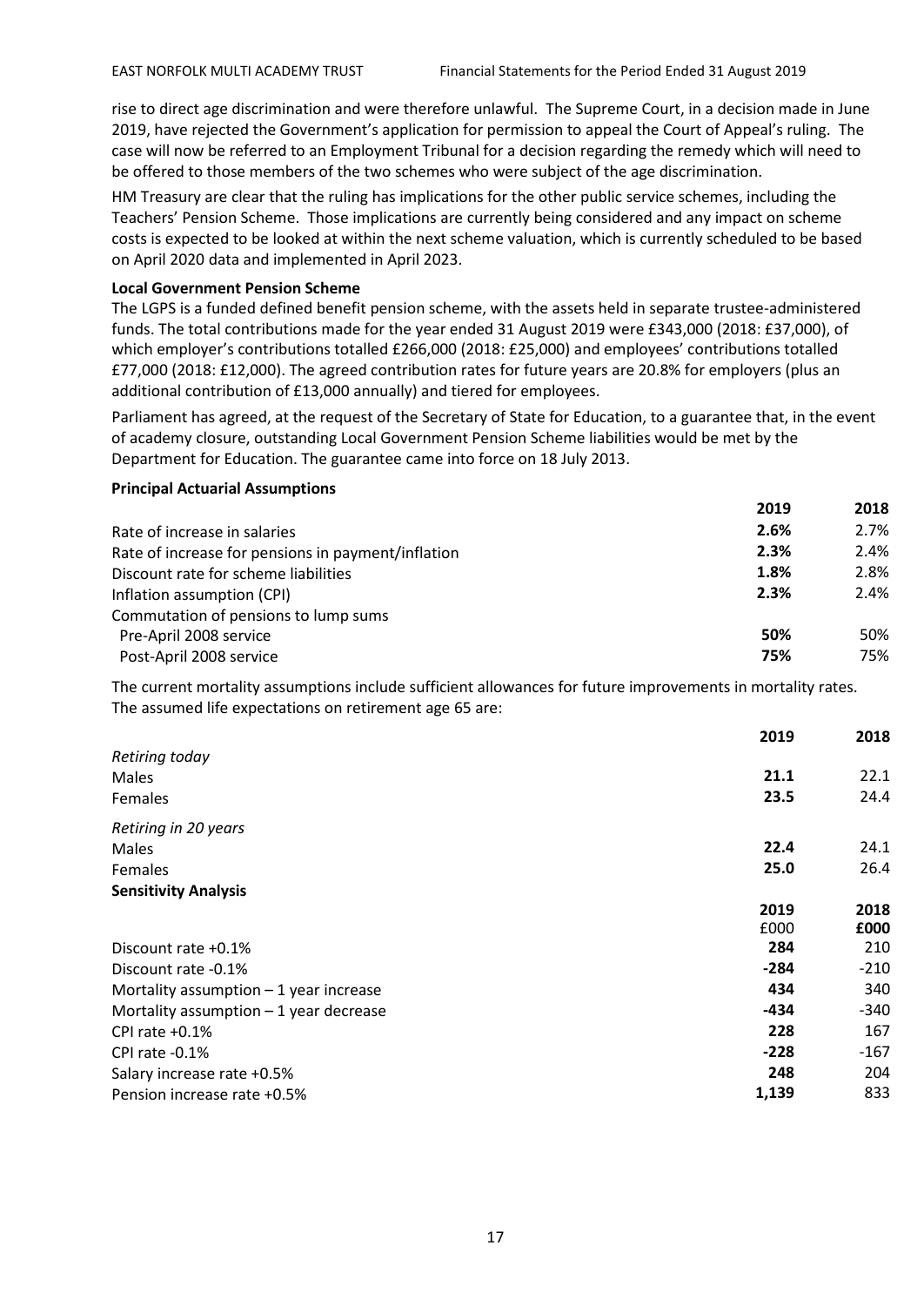rise to direct age discrimination and were therefore unlawful. The Supreme Court, in a decision made in June 2019, have rejected the Government's application for permission to appeal the Court of Appeal's ruling. The case will now be referred to an Employment Tribunal for a decision regarding the remedy which will need to be offered to those members of the two schemes who were subject of the age discrimination.

HM Treasury are clear that the ruling has implications for the other public service schemes, including the Teachers' Pension Scheme. Those implications are currently being considered and any impact on scheme costs is expected to be looked at within the next scheme valuation, which is currently scheduled to be based on April 2020 data and implemented in April 2023.

**Local Government Pension Scheme**

The LGPS is a funded defined benefit pension scheme, with the assets held in separate trustee-administered funds. The total contributions made for the year ended 31 August 2019 were £343,000 (2018: £37,000), of which employer's contributions totalled £266,000 (2018: £25,000) and employees' contributions totalled £77,000 (2018: £12,000). The agreed contribution rates for future years are 20.8% for employers (plus an additional contribution of £13,000 annually) and tiered for employees.

Parliament has agreed, at the request of the Secretary of State for Education, to a guarantee that, in the event of academy closure, outstanding Local Government Pension Scheme liabilities would be met by the Department for Education. The guarantee came into force on 18 July 2013.

**Principal Actuarial Assumptions**

| | 2019 | 2018 |
|---|---|---|
| Rate of increase in salaries | **2.6%** | 2.7% |
| Rate of increase for pensions in payment/inflation | **2.3%** | 2.4% |
| Discount rate for scheme liabilities | **1.8%** | 2.8% |
| Inflation assumption (CPI) | **2.3%** | 2.4% |
| Commutation of pensions to lump sums | | |
| Pre-April 2008 service | **50%** | 50% |
| Post-April 2008 service | **75%** | 75% |

The current mortality assumptions include sufficient allowances for future improvements in mortality rates. The assumed life expectations on retirement age 65 are:

| | 2019 | 2018 |
|---|---|---|
| *Retiring today* | | |
| Males | **21.1** | 22.1 |
| Females | **23.5** | 24.4 |
| *Retiring in 20 years* | | |
| Males | **22.4** | 24.1 |
| Females | **25.0** | 26.4 |

**Sensitivity Analysis**

| | 2019 | 2018 |
|---|---|---|
| | £000 | **£000** |
| Discount rate +0.1% | **284** | 210 |
| Discount rate -0.1% | **-284** | -210 |
| Mortality assumption – 1 year increase | **434** | 340 |
| Mortality assumption – 1 year decrease | **-434** | -340 |
| CPI rate +0.1% | **228** | 167 |
| CPI rate -0.1% | **-228** | -167 |
| Salary increase rate +0.5% | **248** | 204 |
| Pension increase rate +0.5% | **1,139** | 833 |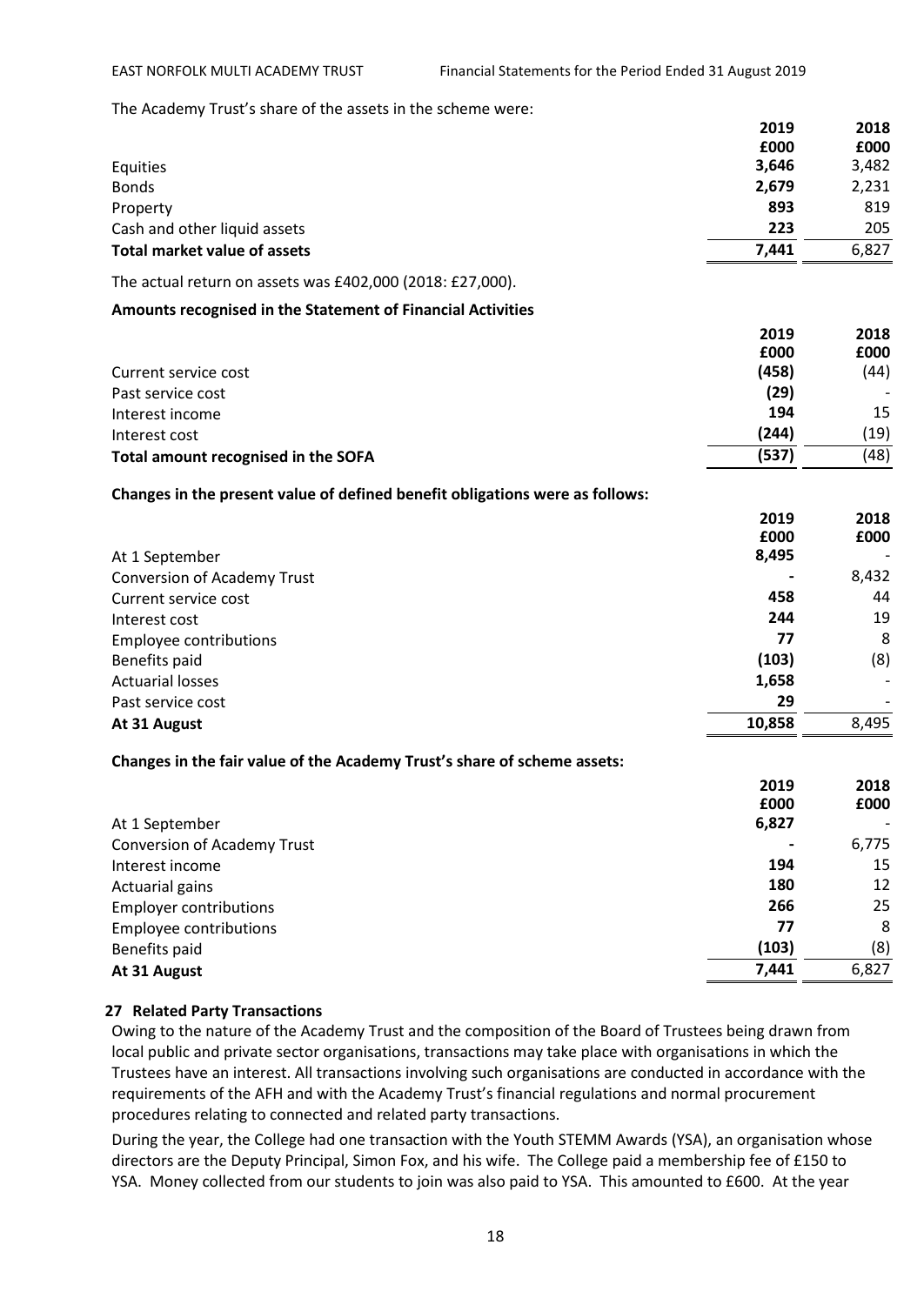The Academy Trust's share of the assets in the scheme were:

| | 2019 | 2018 |
|---|---|---|
| | £000 | £000 |
| Equities | **3,646** | 3,482 |
| Bonds | **2,679** | 2,231 |
| Property | **893** | 819 |
| Cash and other liquid assets | **223** | 205 |
| **Total market value of assets** | **7,441** | 6,827 |

The actual return on assets was £402,000 (2018: £27,000).

**Amounts recognised in the Statement of Financial Activities**

| | 2019 | 2018 |
|---|---|---|
| | £000 | £000 |
| Current service cost | **(458)** | (44) |
| Past service cost | **(29)** | - |
| Interest income | **194** | 15 |
| Interest cost | **(244)** | (19) |
| **Total amount recognised in the SOFA** | **(537)** | (48) |

**Changes in the present value of defined benefit obligations were as follows:**

| | 2019 | 2018 |
|---|---|---|
| | £000 | £000 |
| At 1 September | **8,495** | - |
| Conversion of Academy Trust | **-** | 8,432 |
| Current service cost | **458** | 44 |
| Interest cost | **244** | 19 |
| Employee contributions | **77** | 8 |
| Benefits paid | **(103)** | (8) |
| Actuarial losses | **1,658** | - |
| Past service cost | **29** | - |
| **At 31 August** | **10,858** | 8,495 |

**Changes in the fair value of the Academy Trust's share of scheme assets:**

| | 2019 | 2018 |
|---|---|---|
| | £000 | £000 |
| At 1 September | **6,827** | - |
| Conversion of Academy Trust | **-** | 6,775 |
| Interest income | **194** | 15 |
| Actuarial gains | **180** | 12 |
| Employer contributions | **266** | 25 |
| Employee contributions | **77** | 8 |
| Benefits paid | **(103)** | (8) |
| **At 31 August** | **7,441** | 6,827 |

## 27 Related Party Transactions

Owing to the nature of the Academy Trust and the composition of the Board of Trustees being drawn from local public and private sector organisations, transactions may take place with organisations in which the Trustees have an interest. All transactions involving such organisations are conducted in accordance with the requirements of the AFH and with the Academy Trust's financial regulations and normal procurement procedures relating to connected and related party transactions.

During the year, the College had one transaction with the Youth STEMM Awards (YSA), an organisation whose directors are the Deputy Principal, Simon Fox, and his wife. The College paid a membership fee of £150 to YSA. Money collected from our students to join was also paid to YSA. This amounted to £600. At the year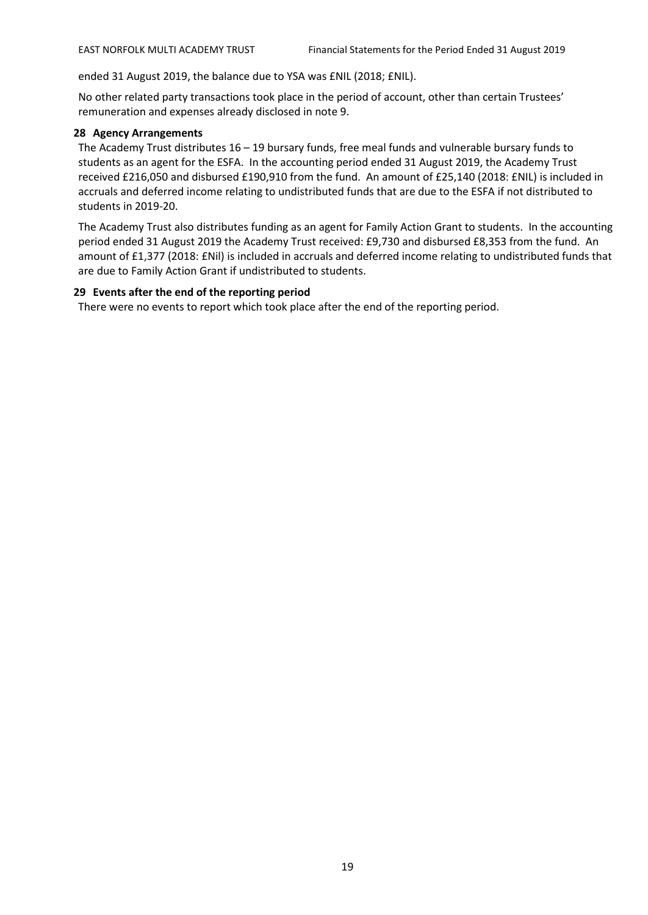ended 31 August 2019, the balance due to YSA was £NIL (2018; £NIL).

No other related party transactions took place in the period of account, other than certain Trustees' remuneration and expenses already disclosed in note 9.

### 28 Agency Arrangements

The Academy Trust distributes 16 – 19 bursary funds, free meal funds and vulnerable bursary funds to students as an agent for the ESFA. In the accounting period ended 31 August 2019, the Academy Trust received £216,050 and disbursed £190,910 from the fund. An amount of £25,140 (2018: £NIL) is included in accruals and deferred income relating to undistributed funds that are due to the ESFA if not distributed to students in 2019-20.

The Academy Trust also distributes funding as an agent for Family Action Grant to students. In the accounting period ended 31 August 2019 the Academy Trust received: £9,730 and disbursed £8,353 from the fund. An amount of £1,377 (2018: £Nil) is included in accruals and deferred income relating to undistributed funds that are due to Family Action Grant if undistributed to students.

### 29 Events after the end of the reporting period

There were no events to report which took place after the end of the reporting period.